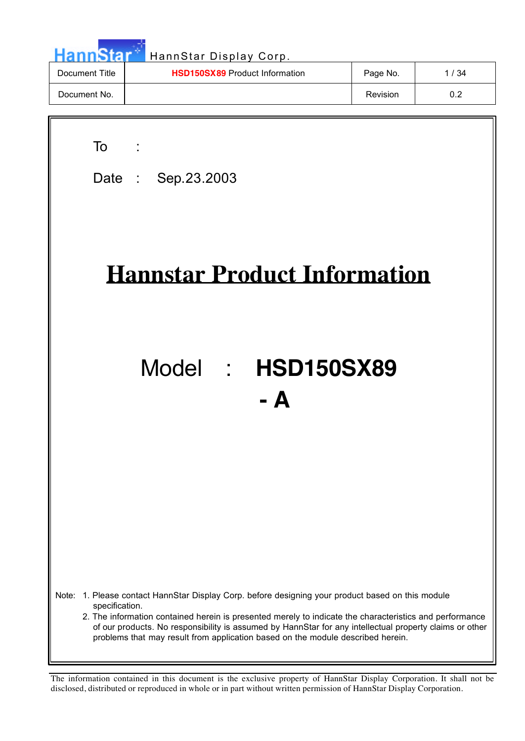HannStar Display Corp.

| Document Title | **HSD150SX89** Product Information | Page No. | 1 / 34 |
|---|---|---|---|
| Document No. | | Revision | 0.2 |

To :

Date : Sep.23.2003

# Hannstar Product Information

## Model : **HSD150SX89 - A**

Note:
1. Please contact HannStar Display Corp. before designing your product based on this module specification.
2. The information contained herein is presented merely to indicate the characteristics and performance of our products. No responsibility is assumed by HannStar for any intellectual property claims or other problems that may result from application based on the module described herein.

The information contained in this document is the exclusive property of HannStar Display Corporation. It shall not be disclosed, distributed or reproduced in whole or in part without written permission of HannStar Display Corporation.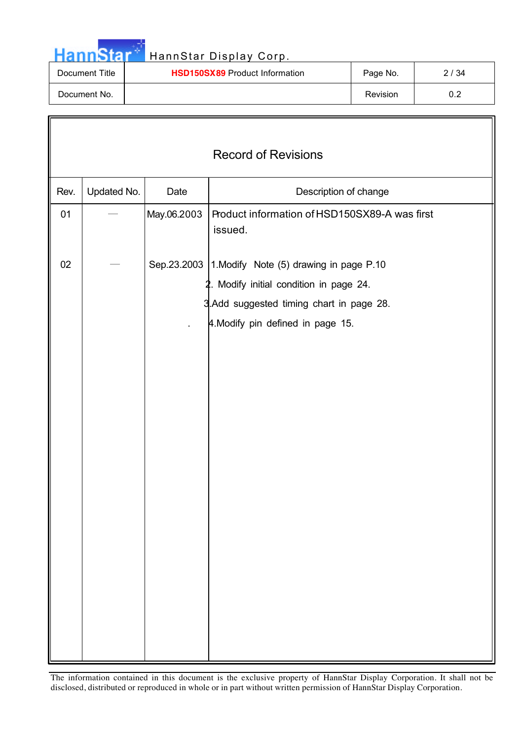# Record of Revisions

| Rev. | Updated No. | Date | Description of change |
|---|---|---|---|
| 01 | — | May.06.2003 | Product information of HSD150SX89-A was first issued. |
| 02 | — | Sep.23.2003 | 1.Modify Note (5) drawing in page P.10<br>2. Modify initial condition in page 24.<br>3.Add suggested timing chart in page 28.<br>4.Modify pin defined in page 15. |

The information contained in this document is the exclusive property of HannStar Display Corporation. It shall not be disclosed, distributed or reproduced in whole or in part without written permission of HannStar Display Corporation.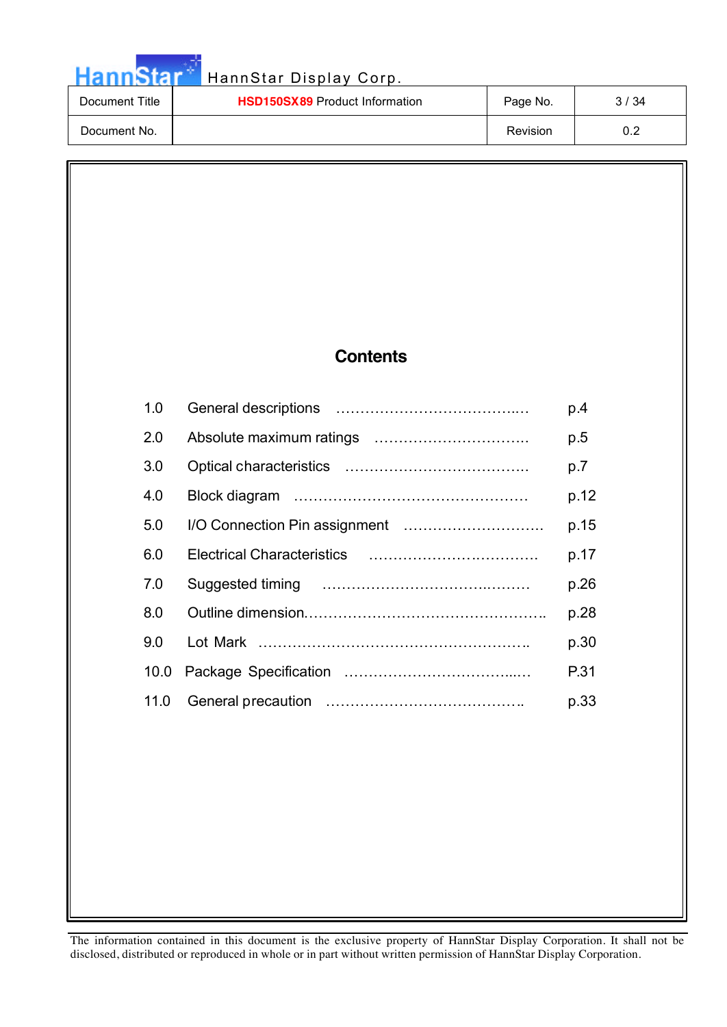# Contents

| | | |
|---|---|---|
| 1.0 | General descriptions ……………………………….… | p.4 |
| 2.0 | Absolute maximum ratings ………………………….. | p.5 |
| 3.0 | Optical characteristics ………………………………. | p.7 |
| 4.0 | Block diagram ………………………………………… | p.12 |
| 5.0 | I/O Connection Pin assignment ……………………….. | p.15 |
| 6.0 | Electrical Characteristics ……………….……………. | p.17 |
| 7.0 | Suggested timing ……………………………..……… | p.26 |
| 8.0 | Outline dimension…………………………………………….. | p.28 |
| 9.0 | Lot Mark ………………………………………………. | p.30 |
| 10.0 | Package Specification …………………………...… | P.31 |
| 11.0 | General precaution ………………………………….. | p.33 |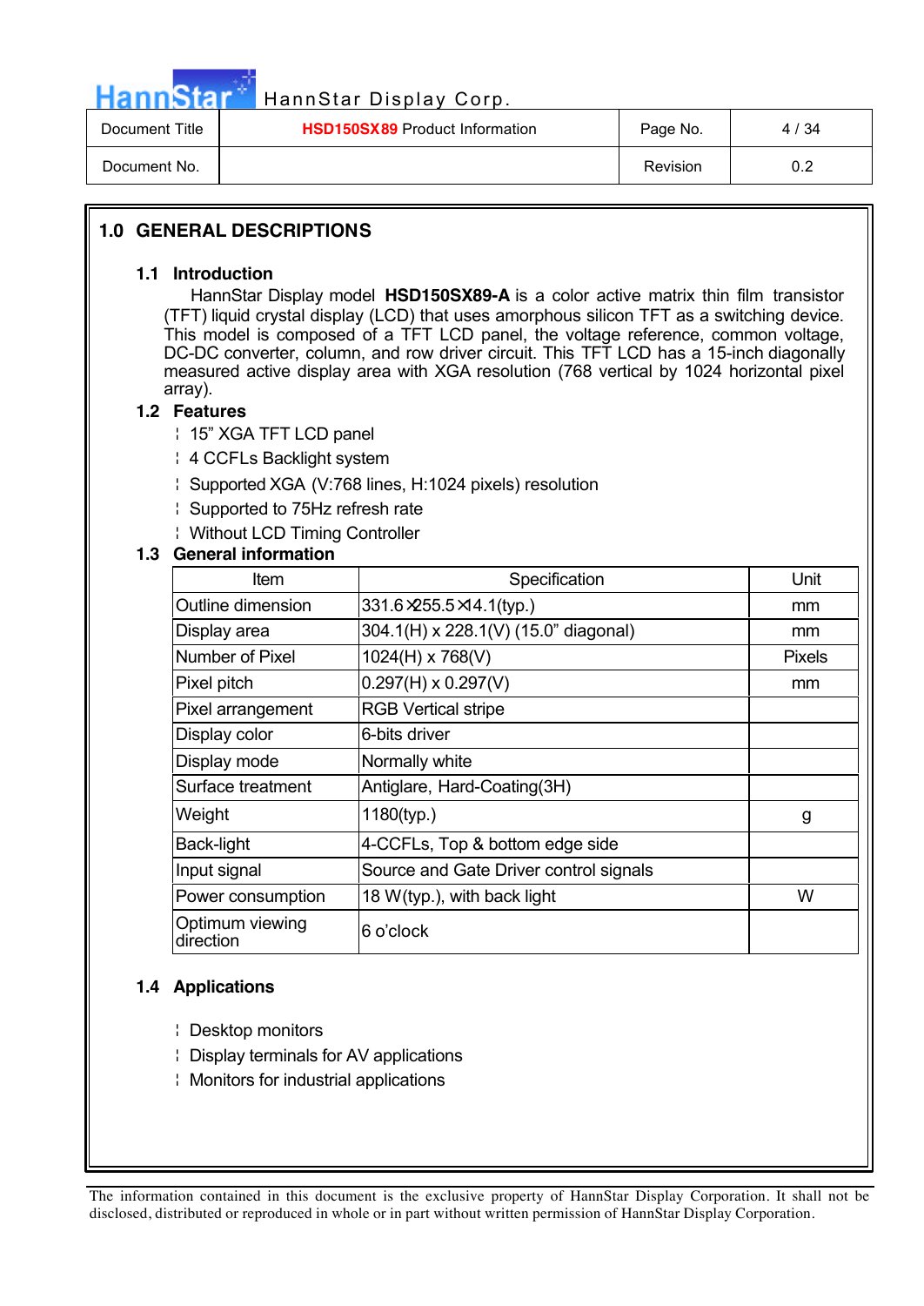## 1.0 GENERAL DESCRIPTIONS

### 1.1 Introduction

HannStar Display model **HSD150SX89-A** is a color active matrix thin film transistor (TFT) liquid crystal display (LCD) that uses amorphous silicon TFT as a switching device. This model is composed of a TFT LCD panel, the voltage reference, common voltage, DC-DC converter, column, and row driver circuit. This TFT LCD has a 15-inch diagonally measured active display area with XGA resolution (768 vertical by 1024 horizontal pixel array).

### 1.2 Features

- 15" XGA TFT LCD panel
- 4 CCFLs Backlight system
- Supported XGA (V:768 lines, H:1024 pixels) resolution
- Supported to 75Hz refresh rate
- Without LCD Timing Controller

### 1.3 General information

| Item | Specification | Unit |
|---|---|---|
| Outline dimension | 331.6×255.5×14.1(typ.) | mm |
| Display area | 304.1(H) x 228.1(V) (15.0" diagonal) | mm |
| Number of Pixel | 1024(H) x 768(V) | Pixels |
| Pixel pitch | 0.297(H) x 0.297(V) | mm |
| Pixel arrangement | RGB Vertical stripe | |
| Display color | 6-bits driver | |
| Display mode | Normally white | |
| Surface treatment | Antiglare, Hard-Coating(3H) | |
| Weight | 1180(typ.) | g |
| Back-light | 4-CCFLs, Top & bottom edge side | |
| Input signal | Source and Gate Driver control signals | |
| Power consumption | 18 W(typ.), with back light | W |
| Optimum viewing direction | 6 o'clock | |

### 1.4 Applications

- Desktop monitors
- Display terminals for AV applications
- Monitors for industrial applications

The information contained in this document is the exclusive property of HannStar Display Corporation. It shall not be disclosed, distributed or reproduced in whole or in part without written permission of HannStar Display Corporation.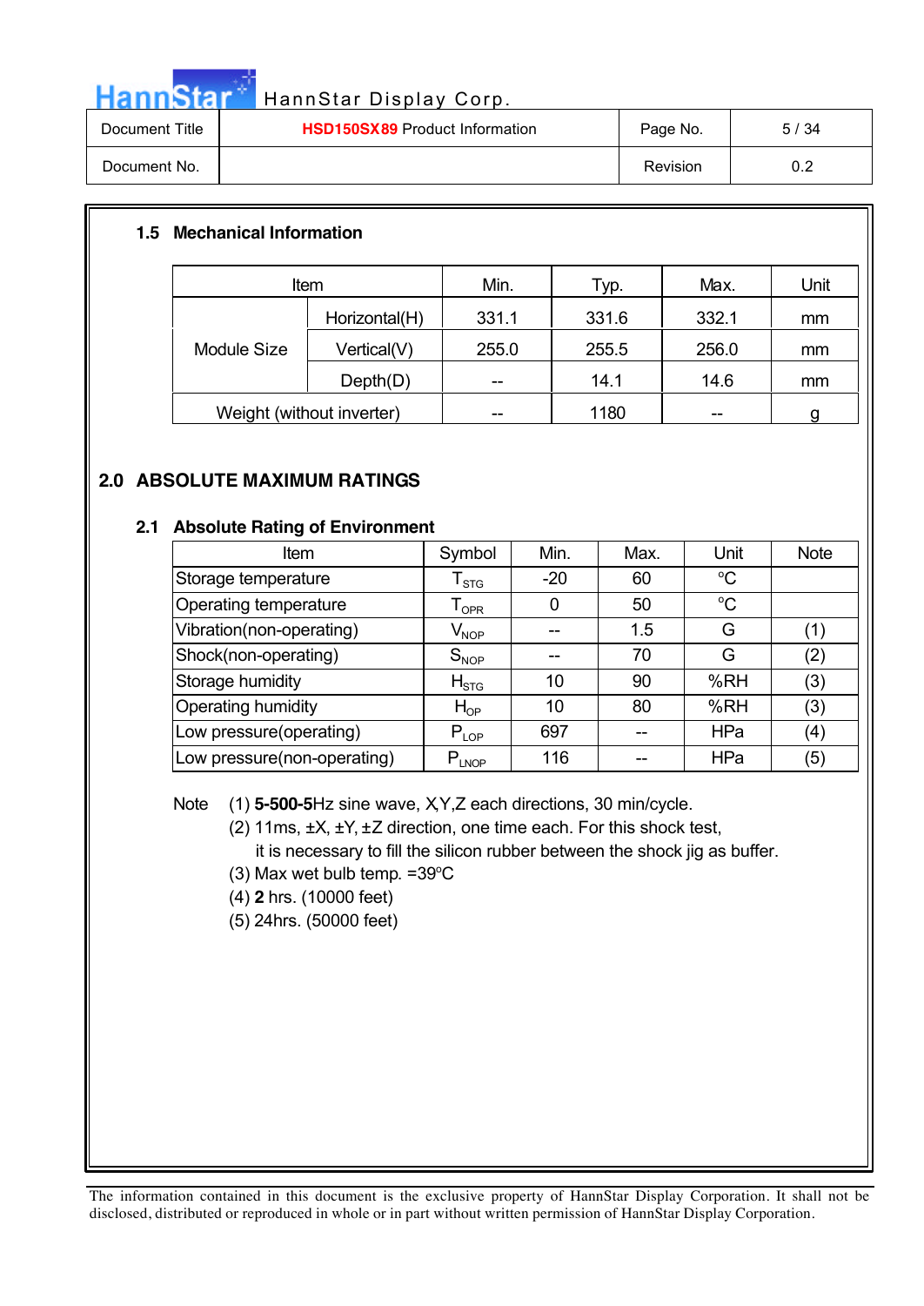### 1.5 Mechanical Information

| Item | | Min. | Typ. | Max. | Unit |
|---|---|---|---|---|---|
| Module Size | Horizontal(H) | 331.1 | 331.6 | 332.1 | mm |
| | Vertical(V) | 255.0 | 255.5 | 256.0 | mm |
| | Depth(D) | -- | 14.1 | 14.6 | mm |
| Weight (without inverter) | | -- | 1180 | -- | g |

## 2.0 ABSOLUTE MAXIMUM RATINGS

### 2.1 Absolute Rating of Environment

| Item | Symbol | Min. | Max. | Unit | Note |
|---|---|---|---|---|---|
| Storage temperature | $T_{STG}$ | -20 | 60 | °C | |
| Operating temperature | $T_{OPR}$ | 0 | 50 | °C | |
| Vibration(non-operating) | $V_{NOP}$ | -- | 1.5 | G | (1) |
| Shock(non-operating) | $S_{NOP}$ | -- | 70 | G | (2) |
| Storage humidity | $H_{STG}$ | 10 | 90 | %RH | (3) |
| Operating humidity | $H_{OP}$ | 10 | 80 | %RH | (3) |
| Low pressure(operating) | $P_{LOP}$ | 697 | -- | HPa | (4) |
| Low pressure(non-operating) | $P_{LNOP}$ | 116 | -- | HPa | (5) |

Note (1) **5-500-5**Hz sine wave, X,Y,Z each directions, 30 min/cycle.
(2) 11ms, ±X, ±Y, ±Z direction, one time each. For this shock test, it is necessary to fill the silicon rubber between the shock jig as buffer.
(3) Max wet bulb temp. =39°C
(4) **2** hrs. (10000 feet)
(5) 24hrs. (50000 feet)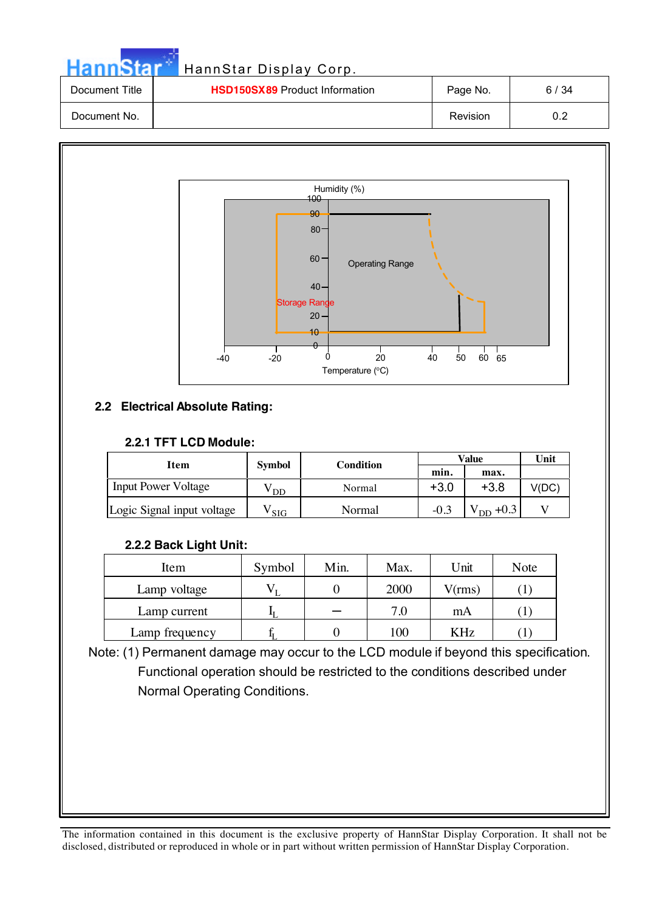Humidity (%)

Operating Range

Storage Range

Temperature (°C)

## 2.2 Electrical Absolute Rating:

### 2.2.1 TFT LCD Module:

| Item | Symbol | Condition | Value | | Unit |
|---|---|---|---|---|---|
| | | | min. | max. | |
| Input Power Voltage | $V_{DD}$ | Normal | +3.0 | +3.8 | V(DC) |
| Logic Signal input voltage | $V_{SIG}$ | Normal | -0.3 | $V_{DD}$ +0.3 | V |

### 2.2.2 Back Light Unit:

| Item | Symbol | Min. | Max. | Unit | Note |
|---|---|---|---|---|---|
| Lamp voltage | $V_L$ | 0 | 2000 | V(rms) | (1) |
| Lamp current | $I_L$ | – | 7.0 | mA | (1) |
| Lamp frequency | $f_L$ | 0 | 100 | KHz | (1) |

Note: (1) Permanent damage may occur to the LCD module if beyond this specification. Functional operation should be restricted to the conditions described under Normal Operating Conditions.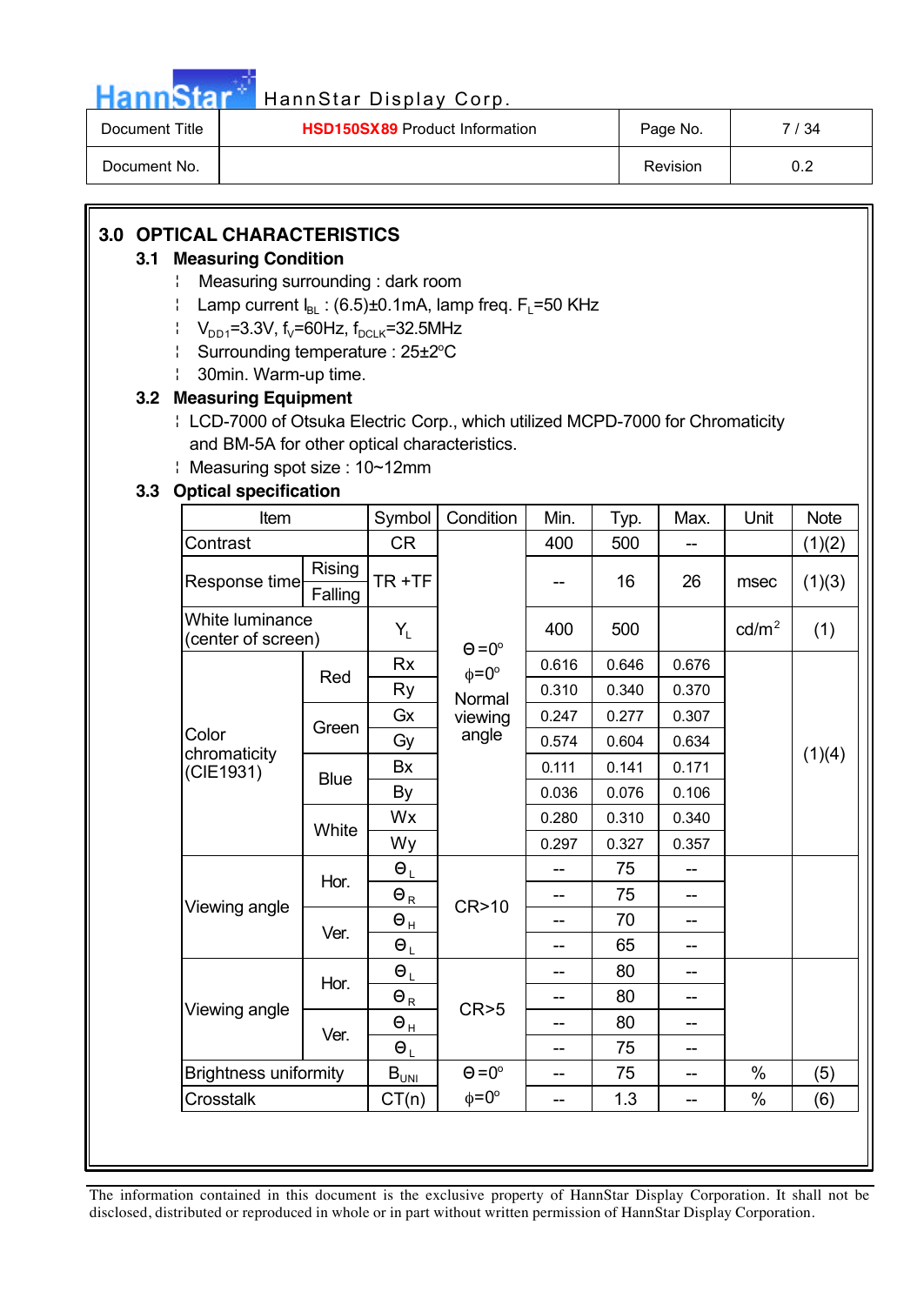## 3.0 OPTICAL CHARACTERISTICS

### 3.1 Measuring Condition

- Measuring surrounding : dark room
- Lamp current $I_{BL}$ : (6.5)±0.1mA, lamp freq. $F_L$=50 KHz
- $V_{DD1}$=3.3V, $f_V$=60Hz, $f_{DCLK}$=32.5MHz
- Surrounding temperature : 25±2°C
- 30min. Warm-up time.

### 3.2 Measuring Equipment

- LCD-7000 of Otsuka Electric Corp., which utilized MCPD-7000 for Chromaticity and BM-5A for other optical characteristics.
- Measuring spot size : 10~12mm

### 3.3 Optical specification

| Item | | Symbol | Condition | Min. | Typ. | Max. | Unit | Note |
|---|---|---|---|---|---|---|---|---|
| Contrast | | CR | Θ=0°, φ=0°, Normal viewing angle | 400 | 500 | -- | | (1)(2) |
| Response time | Rising / Falling | TR +TF | | -- | 16 | 26 | msec | (1)(3) |
| White luminance (center of screen) | | $Y_L$ | | 400 | 500 | | cd/m² | (1) |
| Color chromaticity (CIE1931) | Red | Rx | | 0.616 | 0.646 | 0.676 | | (1)(4) |
| | | Ry | | 0.310 | 0.340 | 0.370 | | |
| | Green | Gx | | 0.247 | 0.277 | 0.307 | | |
| | | Gy | | 0.574 | 0.604 | 0.634 | | |
| | Blue | Bx | | 0.111 | 0.141 | 0.171 | | |
| | | By | | 0.036 | 0.076 | 0.106 | | |
| | White | Wx | | 0.280 | 0.310 | 0.340 | | |
| | | Wy | | 0.297 | 0.327 | 0.357 | | |
| Viewing angle | Hor. | $\Theta_L$ | CR>10 | -- | 75 | -- | | |
| | | $\Theta_R$ | | -- | 75 | -- | | |
| | Ver. | $\Theta_H$ | | -- | 70 | -- | | |
| | | $\Theta_L$ | | -- | 65 | -- | | |
| Viewing angle | Hor. | $\Theta_L$ | CR>5 | -- | 80 | -- | | |
| | | $\Theta_R$ | | -- | 80 | -- | | |
| | Ver. | $\Theta_H$ | | -- | 80 | -- | | |
| | | $\Theta_L$ | | -- | 75 | -- | | |
| Brightness uniformity | | $B_{UNI}$ | Θ=0°, φ=0° | -- | 75 | -- | % | (5) |
| Crosstalk | | CT(n) | | -- | 1.3 | -- | % | (6) |

The information contained in this document is the exclusive property of HannStar Display Corporation. It shall not be disclosed, distributed or reproduced in whole or in part without written permission of HannStar Display Corporation.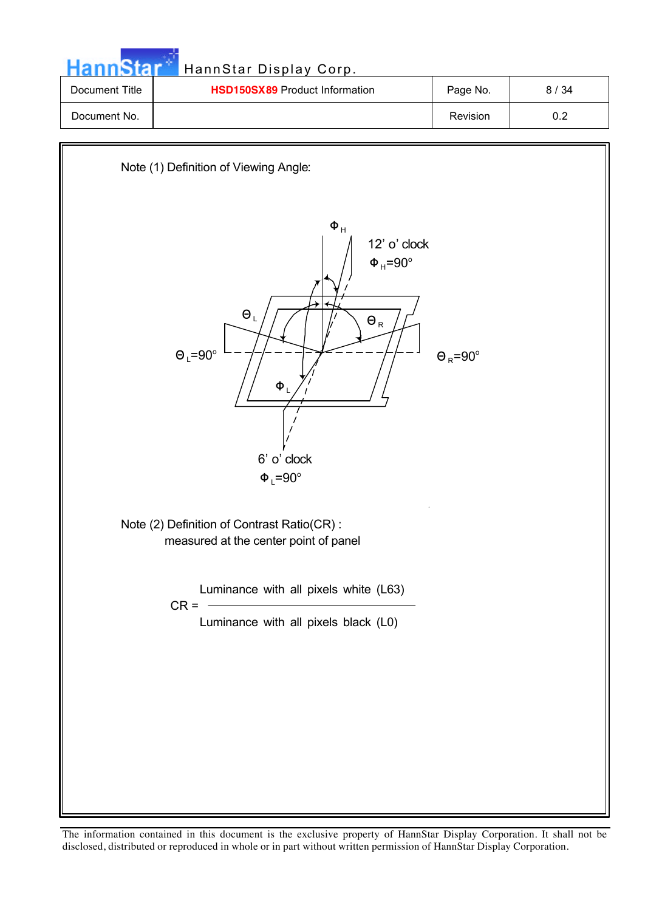Note (1) Definition of Viewing Angle:

$\Phi_H$

12' o' clock
$\Phi_H$=90°

$\Theta_L$

$\Theta_R$

$\Theta_L$=90°

$\Theta_R$=90°

$\Phi_L$

6' o' clock
$\Phi_L$=90°

Note (2) Definition of Contrast Ratio(CR) :
measured at the center point of panel

$$CR = \frac{\text{Luminance with all pixels white (L63)}}{\text{Luminance with all pixels black (L0)}}$$

The information contained in this document is the exclusive property of HannStar Display Corporation. It shall not be disclosed, distributed or reproduced in whole or in part without written permission of HannStar Display Corporation.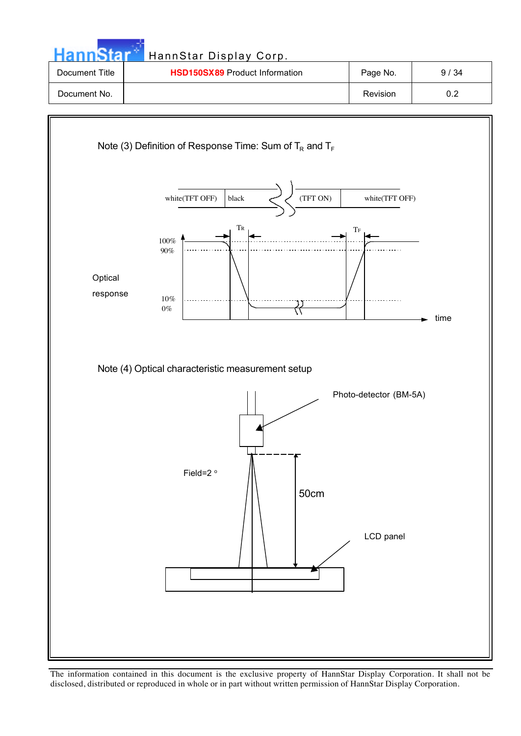| Document Title | HSD150SX89 Product Information | Page No. | 9 / 34 |
| --- | --- | --- | --- |
| Document No. | | Revision | 0.2 |

Note (3) Definition of Response Time: Sum of $T_R$ and $T_F$

| white(TFT OFF) | black | (TFT ON) | white(TFT OFF) |
| --- | --- | --- | --- |

$T_R$ $T_F$

100%
90%

Optical response

10%
0%

time

Note (4) Optical characteristic measurement setup

Photo-detector (BM-5A)

Field=2 °

50cm

LCD panel

The information contained in this document is the exclusive property of HannStar Display Corporation. It shall not be disclosed, distributed or reproduced in whole or in part without written permission of HannStar Display Corporation.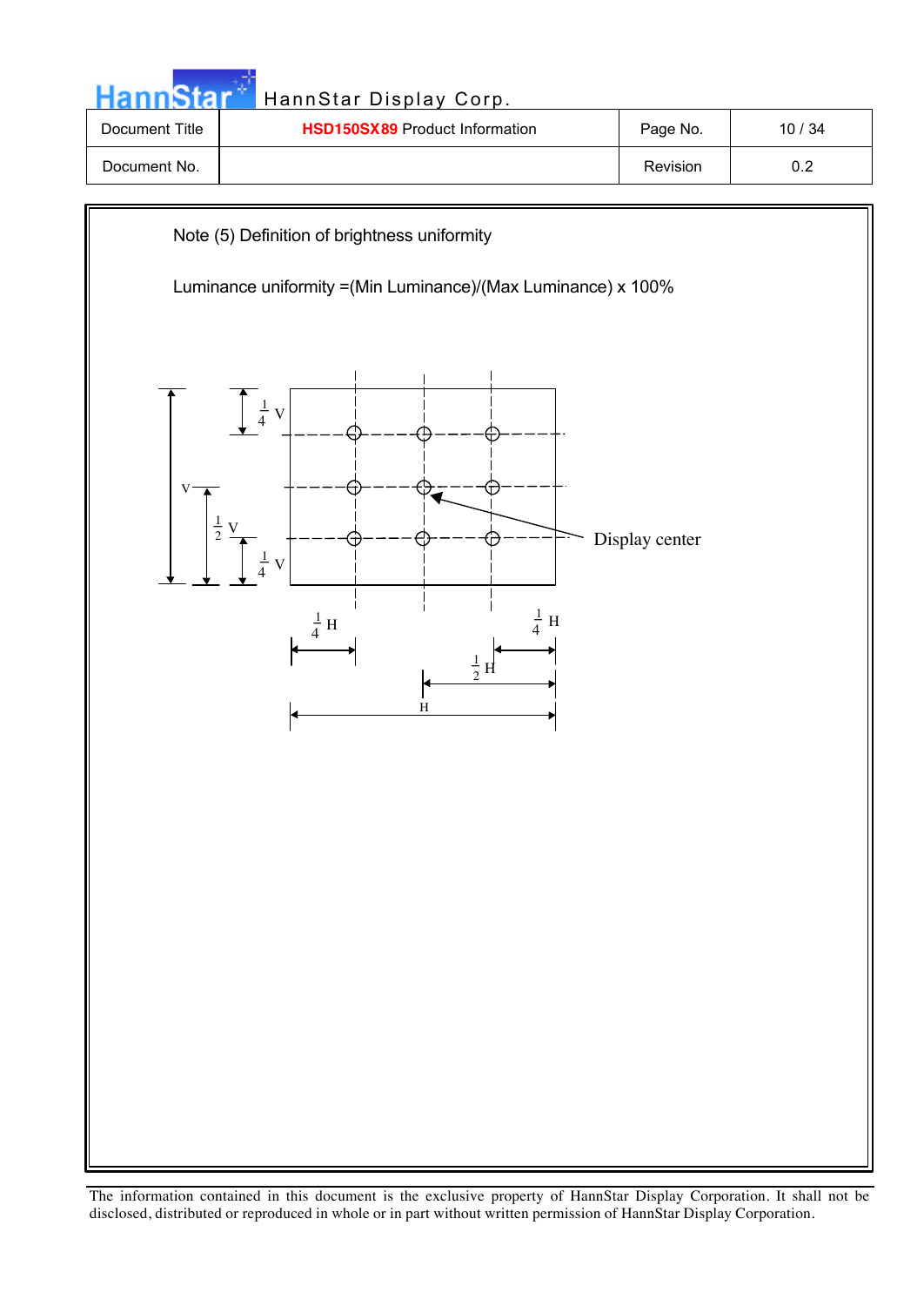Note (5) Definition of brightness uniformity

Luminance uniformity =(Min Luminance)/(Max Luminance) x 100%

$\frac{1}{4}$ V

V

$\frac{1}{2}$ V

$\frac{1}{4}$ V

Display center

$\frac{1}{4}$ H

$\frac{1}{4}$ H

$\frac{1}{2}$ H

H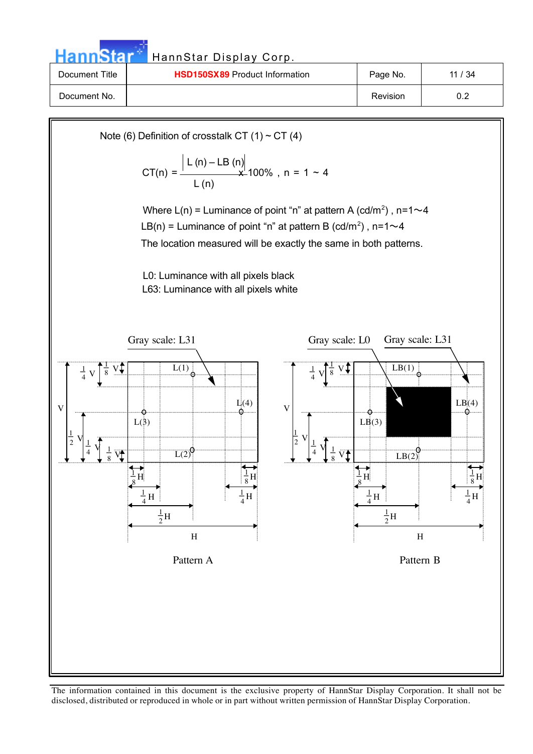| Document Title | **HSD150SX89** Product Information | Page No. | 11 / 34 |
| --- | --- | --- | --- |
| Document No. | | Revision | 0.2 |

Note (6) Definition of crosstalk CT (1) ~ CT (4)

$$CT(n) = \frac{|L(n) - LB(n)|}{L(n)} \times 100\% \text{ , } n = 1 \sim 4$$

Where L(n) = Luminance of point "n" at pattern A (cd/m$^2$) , n=1～4

LB(n) = Luminance of point "n" at pattern B (cd/m$^2$) , n=1～4

The location measured will be exactly the same in both patterns.

L0: Luminance with all pixels black

L63: Luminance with all pixels white

Gray scale: L31

Gray scale: L0　　Gray scale: L31

Pattern A　　　　Pattern B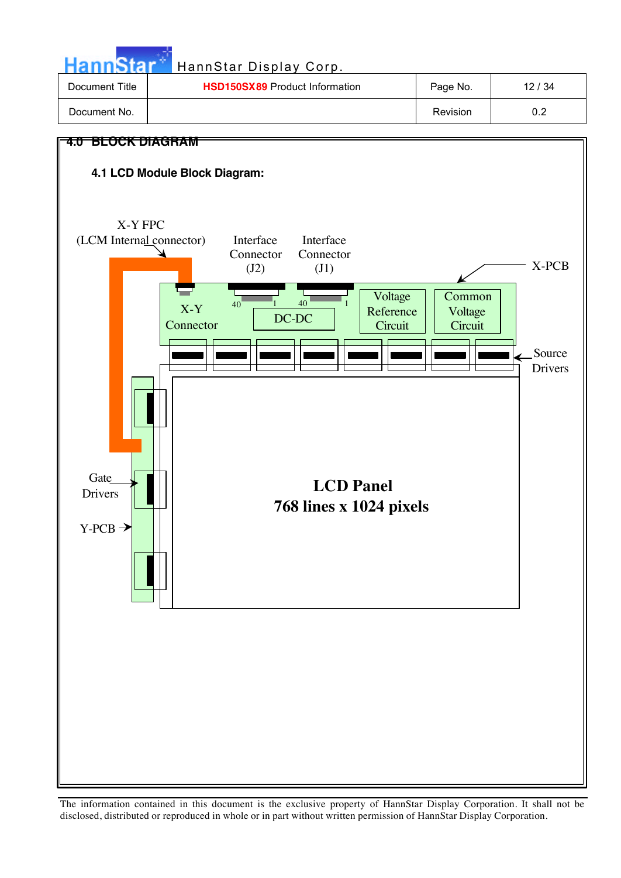## 4.0 BLOCK DIAGRAM

### 4.1 LCD Module Block Diagram:

X-Y FPC
(LCM Internal connector)

Interface Connector (J2)

Interface Connector (J1)

X-PCB

40 1 40 1

X-Y Connector

DC-DC

Voltage Reference Circuit

Common Voltage Circuit

Source Drivers

Gate Drivers

Y-PCB

**LCD Panel**
**768 lines x 1024 pixels**

The information contained in this document is the exclusive property of HannStar Display Corporation. It shall not be disclosed, distributed or reproduced in whole or in part without written permission of HannStar Display Corporation.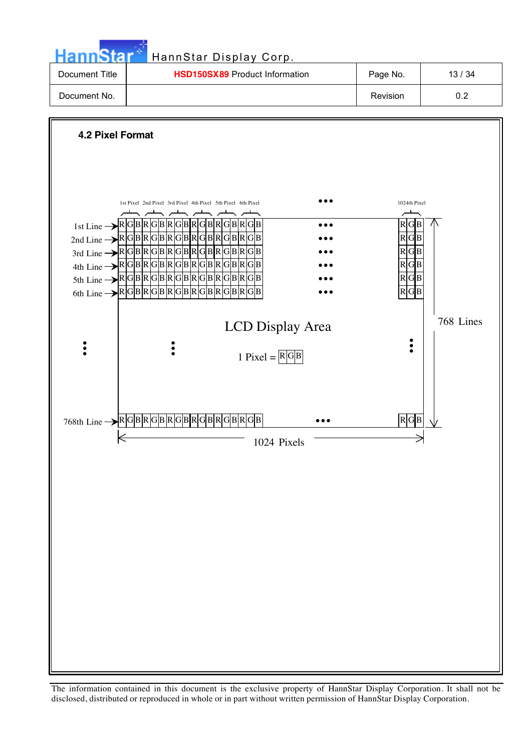## 4.2 Pixel Format

1st Pixel 2nd Pixel 3rd Pixel 4th Pixel 5th Pixel 6th Pixel ••• 1024th Pixel

| | | | | | | | | |
|---|---|---|---|---|---|---|---|---|
| 1st Line → | R G B | R G B | R G B | R G B | R G B | R G B | ••• | R G B |
| 2nd Line → | R G B | R G B | R G B | R G B | R G B | R G B | ••• | R G B |
| 3rd Line → | R G B | R G B | R G B | R G B | R G B | R G B | ••• | R G B |
| 4th Line → | R G B | R G B | R G B | R G B | R G B | R G B | ••• | R G B |
| 5th Line → | R G B | R G B | R G B | R G B | R G B | R G B | ••• | R G B |
| 6th Line → | R G B | R G B | R G B | R G B | R G B | R G B | ••• | R G B |
| ⋮ | ⋮ | | | | | | | ⋮ |
| 768th Line → | R G B | R G B | R G B | R G B | R G B | R G B | ••• | R G B |

LCD Display Area

1 Pixel = R G B

768 Lines

1024 Pixels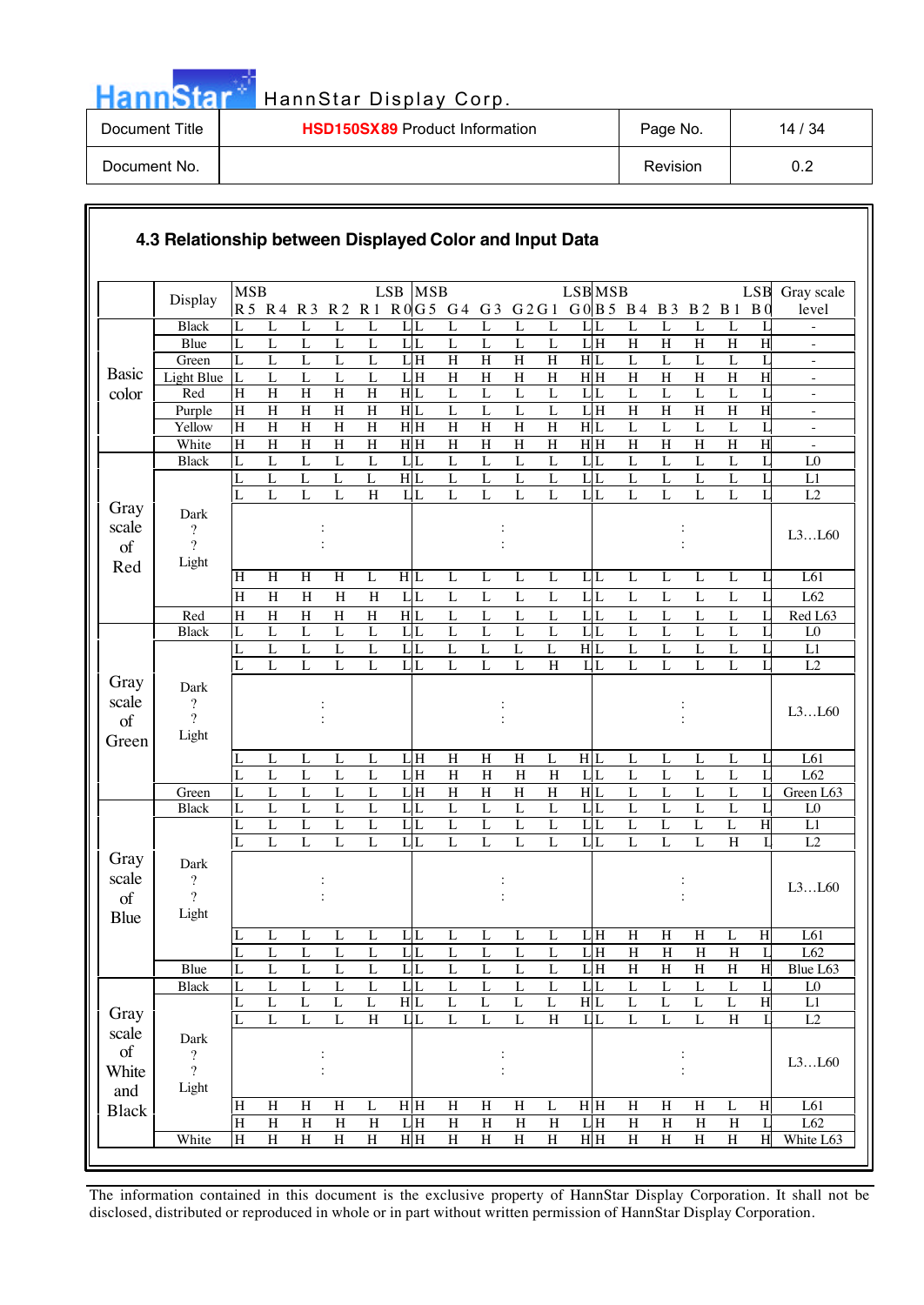## 4.3 Relationship between Displayed Color and Input Data

| | Display | MSB R5 | R4 | R3 | R2 | R1 | LSB R0 | MSB G5 | G4 | G3 | G2 | G1 | LSB G0 | MSB B5 | B4 | B3 | B2 | B1 | LSB B0 | Gray scale level |
|---|---|---|---|---|---|---|---|---|---|---|---|---|---|---|---|---|---|---|---|---|
| Basic color | Black | L | L | L | L | L | L | L | L | L | L | L | L | L | L | L | L | L | L | - |
| | Blue | L | L | L | L | L | L | L | L | L | L | L | L | H | H | H | H | H | H | - |
| | Green | L | L | L | L | L | L | H | H | H | H | H | H | L | L | L | L | L | L | - |
| | Light Blue | L | L | L | L | L | L | H | H | H | H | H | H | H | H | H | H | H | H | - |
| | Red | H | H | H | H | H | H | L | L | L | L | L | L | L | L | L | L | L | L | - |
| | Purple | H | H | H | H | H | H | L | L | L | L | L | L | H | H | H | H | H | H | - |
| | Yellow | H | H | H | H | H | H | H | H | H | H | H | H | L | L | L | L | L | L | - |
| | White | H | H | H | H | H | H | H | H | H | H | H | H | H | H | H | H | H | H | - |
| Gray scale of Red | Black | L | L | L | L | L | L | L | L | L | L | L | L | L | L | L | L | L | L | L0 |
| | | L | L | L | L | L | H | L | L | L | L | L | L | L | L | L | L | L | L | L1 |
| | | L | L | L | L | H | L | L | L | L | L | L | L | L | L | L | L | L | L | L2 |
| | Dark ? ? Light | | | : | | | | | | : | | | | | | : | | | | L3…L60 |
| | | H | H | H | H | L | H | L | L | L | L | L | L | L | L | L | L | L | L | L61 |
| | | H | H | H | H | H | L | L | L | L | L | L | L | L | L | L | L | L | L | L62 |
| | Red | H | H | H | H | H | H | L | L | L | L | L | L | L | L | L | L | L | L | Red L63 |
| Gray scale of Green | Black | L | L | L | L | L | L | L | L | L | L | L | L | L | L | L | L | L | L | L0 |
| | | L | L | L | L | L | L | L | L | L | L | L | H | L | L | L | L | L | L | L1 |
| | | L | L | L | L | L | L | L | L | L | L | H | L | L | L | L | L | L | L | L2 |
| | Dark ? ? Light | | | : | | | | | | : | | | | | | : | | | | L3…L60 |
| | | L | L | L | L | L | L | H | H | H | H | L | H | L | L | L | L | L | L | L61 |
| | | L | L | L | L | L | L | H | H | H | H | H | L | L | L | L | L | L | L | L62 |
| | Green | L | L | L | L | L | L | H | H | H | H | H | H | L | L | L | L | L | L | Green L63 |
| Gray scale of Blue | Black | L | L | L | L | L | L | L | L | L | L | L | L | L | L | L | L | L | L | L0 |
| | | L | L | L | L | L | L | L | L | L | L | L | L | L | L | L | L | L | H | L1 |
| | | L | L | L | L | L | L | L | L | L | L | L | L | L | L | L | L | H | L | L2 |
| | Dark ? ? Light | | | : | | | | | | : | | | | | | : | | | | L3…L60 |
| | | L | L | L | L | L | L | L | L | L | L | L | L | H | H | H | H | L | H | L61 |
| | | L | L | L | L | L | L | L | L | L | L | L | L | H | H | H | H | H | L | L62 |
| | Blue | L | L | L | L | L | L | L | L | L | L | L | L | H | H | H | H | H | H | Blue L63 |
| Gray scale of White and Black | Black | L | L | L | L | L | L | L | L | L | L | L | L | L | L | L | L | L | L | L0 |
| | | L | L | L | L | L | H | L | L | L | L | L | H | L | L | L | L | L | H | L1 |
| | | L | L | L | L | H | L | L | L | L | L | H | L | L | L | L | L | H | L | L2 |
| | Dark ? ? Light | | | : | | | | | | : | | | | | | : | | | | L3…L60 |
| | | H | H | H | H | L | H | H | H | H | H | L | H | H | H | H | H | L | H | L61 |
| | | H | H | H | H | H | L | H | H | H | H | H | L | H | H | H | H | H | L | L62 |
| | White | H | H | H | H | H | H | H | H | H | H | H | H | H | H | H | H | H | H | White L63 |

The information contained in this document is the exclusive property of HannStar Display Corporation. It shall not be disclosed, distributed or reproduced in whole or in part without written permission of HannStar Display Corporation.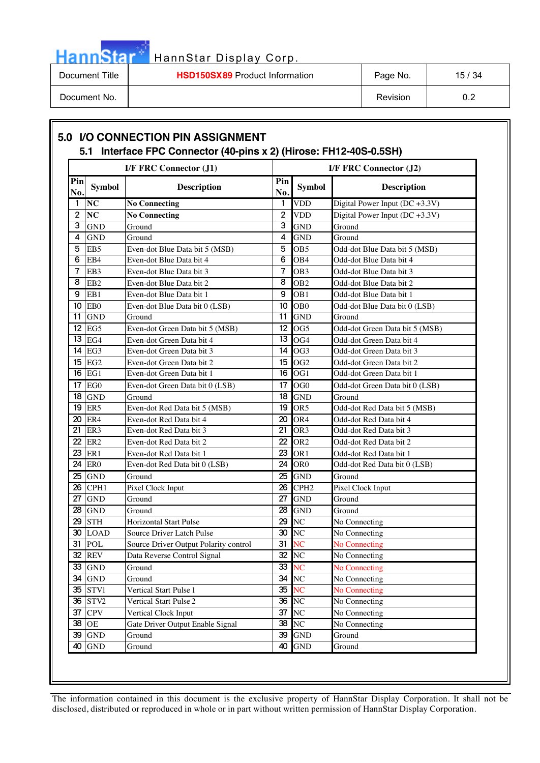## 5.0 I/O CONNECTION PIN ASSIGNMENT

### 5.1 Interface FPC Connector (40-pins x 2) (Hirose: FH12-40S-0.5SH)

| I/F FRC Connector (J1) | | | I/F FRC Connector (J2) | | |
|---|---|---|---|---|---|
| Pin No. | Symbol | Description | Pin No. | Symbol | Description |
| 1 | **NC** | **No Connecting** | 1 | VDD | Digital Power Input (DC +3.3V) |
| 2 | **NC** | **No Connecting** | 2 | VDD | Digital Power Input (DC +3.3V) |
| 3 | GND | Ground | 3 | GND | Ground |
| 4 | GND | Ground | 4 | GND | Ground |
| 5 | EB5 | Even-dot Blue Data bit 5 (MSB) | 5 | OB5 | Odd-dot Blue Data bit 5 (MSB) |
| 6 | EB4 | Even-dot Blue Data bit 4 | 6 | OB4 | Odd-dot Blue Data bit 4 |
| 7 | EB3 | Even-dot Blue Data bit 3 | 7 | OB3 | Odd-dot Blue Data bit 3 |
| 8 | EB2 | Even-dot Blue Data bit 2 | 8 | OB2 | Odd-dot Blue Data bit 2 |
| 9 | EB1 | Even-dot Blue Data bit 1 | 9 | OB1 | Odd-dot Blue Data bit 1 |
| 10 | EB0 | Even-dot Blue Data bit 0 (LSB) | 10 | OB0 | Odd-dot Blue Data bit 0 (LSB) |
| 11 | GND | Ground | 11 | GND | Ground |
| 12 | EG5 | Even-dot Green Data bit 5 (MSB) | 12 | OG5 | Odd-dot Green Data bit 5 (MSB) |
| 13 | EG4 | Even-dot Green Data bit 4 | 13 | OG4 | Odd-dot Green Data bit 4 |
| 14 | EG3 | Even-dot Green Data bit 3 | 14 | OG3 | Odd-dot Green Data bit 3 |
| 15 | EG2 | Even-dot Green Data bit 2 | 15 | OG2 | Odd-dot Green Data bit 2 |
| 16 | EG1 | Even-dot Green Data bit 1 | 16 | OG1 | Odd-dot Green Data bit 1 |
| 17 | EG0 | Even-dot Green Data bit 0 (LSB) | 17 | OG0 | Odd-dot Green Data bit 0 (LSB) |
| 18 | GND | Ground | 18 | GND | Ground |
| 19 | ER5 | Even-dot Red Data bit 5 (MSB) | 19 | OR5 | Odd-dot Red Data bit 5 (MSB) |
| 20 | ER4 | Even-dot Red Data bit 4 | 20 | OR4 | Odd-dot Red Data bit 4 |
| 21 | ER3 | Even-dot Red Data bit 3 | 21 | OR3 | Odd-dot Red Data bit 3 |
| 22 | ER2 | Even-dot Red Data bit 2 | 22 | OR2 | Odd-dot Red Data bit 2 |
| 23 | ER1 | Even-dot Red Data bit 1 | 23 | OR1 | Odd-dot Red Data bit 1 |
| 24 | ER0 | Even-dot Red Data bit 0 (LSB) | 24 | OR0 | Odd-dot Red Data bit 0 (LSB) |
| 25 | GND | Ground | 25 | GND | Ground |
| 26 | CPH1 | Pixel Clock Input | 26 | CPH2 | Pixel Clock Input |
| 27 | GND | Ground | 27 | GND | Ground |
| 28 | GND | Ground | 28 | GND | Ground |
| 29 | STH | Horizontal Start Pulse | 29 | NC | No Connecting |
| 30 | LOAD | Source Driver Latch Pulse | 30 | NC | No Connecting |
| 31 | POL | Source Driver Output Polarity control | 31 | NC | No Connecting |
| 32 | REV | Data Reverse Control Signal | 32 | NC | No Connecting |
| 33 | GND | Ground | 33 | NC | No Connecting |
| 34 | GND | Ground | 34 | NC | No Connecting |
| 35 | STV1 | Vertical Start Pulse 1 | 35 | NC | No Connecting |
| 36 | STV2 | Vertical Start Pulse 2 | 36 | NC | No Connecting |
| 37 | CPV | Vertical Clock Input | 37 | NC | No Connecting |
| 38 | OE | Gate Driver Output Enable Signal | 38 | NC | No Connecting |
| 39 | GND | Ground | 39 | GND | Ground |
| 40 | GND | Ground | 40 | GND | Ground |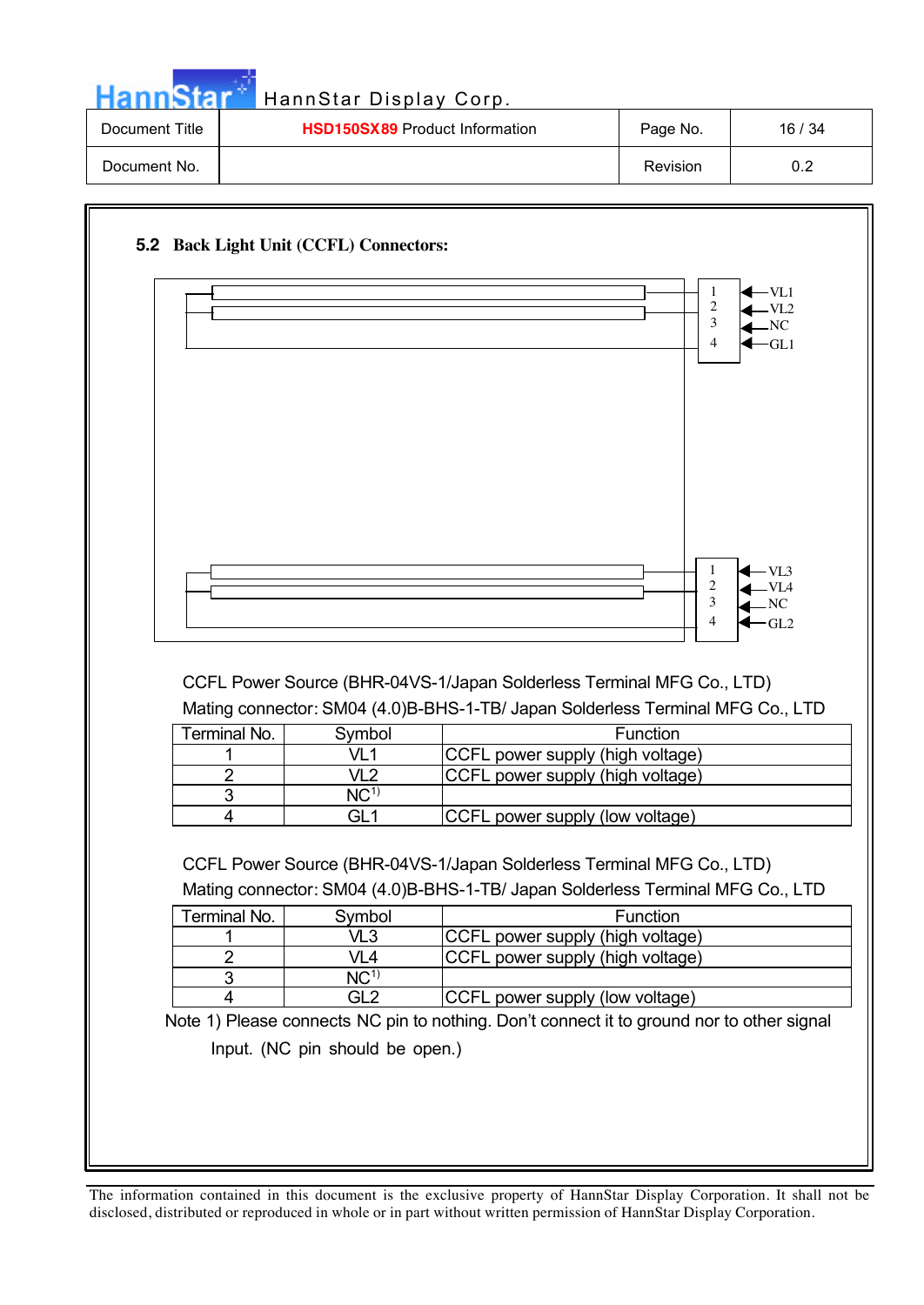## 5.2 Back Light Unit (CCFL) Connectors:

CCFL Power Source (BHR-04VS-1/Japan Solderless Terminal MFG Co., LTD)

Mating connector: SM04 (4.0)B-BHS-1-TB/ Japan Solderless Terminal MFG Co., LTD

| Terminal No. | Symbol | Function |
|---|---|---|
| 1 | VL1 | CCFL power supply (high voltage) |
| 2 | VL2 | CCFL power supply (high voltage) |
| 3 | NC[1] | |
| 4 | GL1 | CCFL power supply (low voltage) |

CCFL Power Source (BHR-04VS-1/Japan Solderless Terminal MFG Co., LTD)

Mating connector: SM04 (4.0)B-BHS-1-TB/ Japan Solderless Terminal MFG Co., LTD

| Terminal No. | Symbol | Function |
|---|---|---|
| 1 | VL3 | CCFL power supply (high voltage) |
| 2 | VL4 | CCFL power supply (high voltage) |
| 3 | NC[1] | |
| 4 | GL2 | CCFL power supply (low voltage) |

Note 1) Please connects NC pin to nothing. Don't connect it to ground nor to other signal Input. (NC pin should be open.)

The information contained in this document is the exclusive property of HannStar Display Corporation. It shall not be disclosed, distributed or reproduced in whole or in part without written permission of HannStar Display Corporation.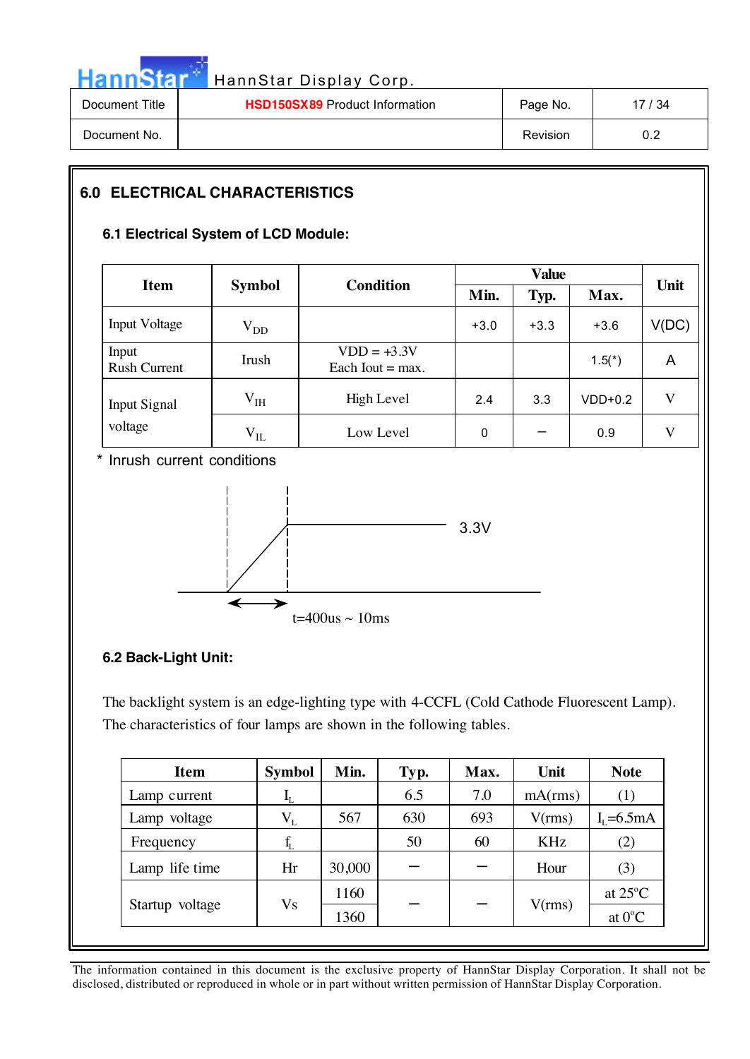## 6.0 ELECTRICAL CHARACTERISTICS

### 6.1 Electrical System of LCD Module:

| Item | Symbol | Condition | Value | | | Unit |
|---|---|---|---|---|---|---|
| | | | Min. | Typ. | Max. | |
| Input Voltage | $V_{DD}$ | | +3.0 | +3.3 | +3.6 | V(DC) |
| Input Rush Current | Irush | VDD = +3.3V Each Iout = max. | | | 1.5(*) | A |
| Input Signal voltage | $V_{IH}$ | High Level | 2.4 | 3.3 | VDD+0.2 | V |
| | $V_{IL}$ | Low Level | 0 | – | 0.9 | V |

\* Inrush current conditions

3.3V

t=400us ~ 10ms

### 6.2 Back-Light Unit:

The backlight system is an edge-lighting type with 4-CCFL (Cold Cathode Fluorescent Lamp). The characteristics of four lamps are shown in the following tables.

| Item | Symbol | Min. | Typ. | Max. | Unit | Note |
|---|---|---|---|---|---|---|
| Lamp current | $I_L$ | | 6.5 | 7.0 | mA(rms) | (1) |
| Lamp voltage | $V_L$ | 567 | 630 | 693 | V(rms) | $I_L$=6.5mA |
| Frequency | $f_L$ | | 50 | 60 | KHz | (2) |
| Lamp life time | Hr | 30,000 | – | – | Hour | (3) |
| Startup voltage | Vs | 1160 | – | – | V(rms) | at 25°C |
| | | 1360 | | | | at 0°C |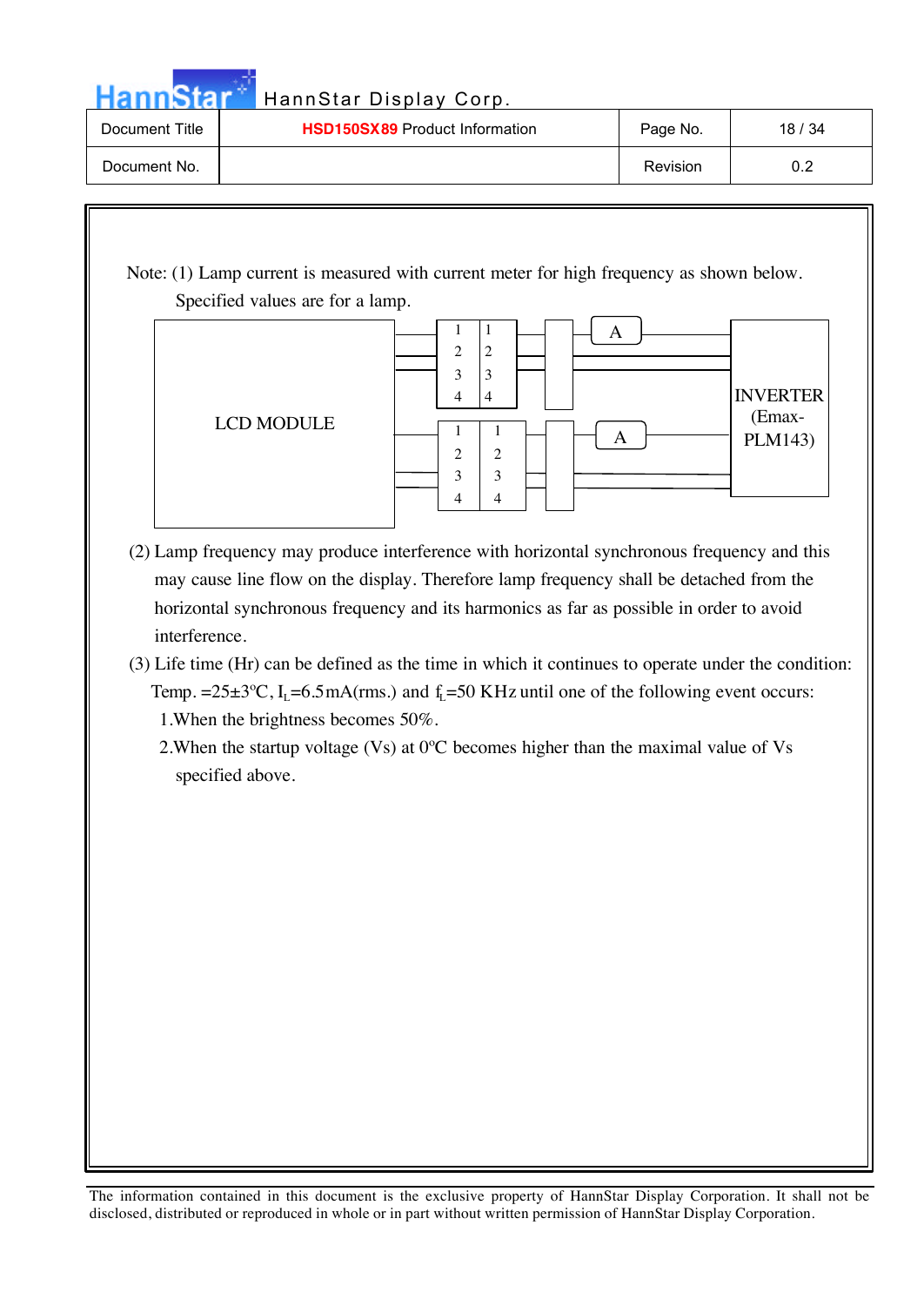Note: (1) Lamp current is measured with current meter for high frequency as shown below. Specified values are for a lamp.

LCD MODULE

| 1 | 1 |
|---|---|
| 2 | 2 |
| 3 | 3 |
| 4 | 4 |

A

| 1 | 1 |
|---|---|
| 2 | 2 |
| 3 | 3 |
| 4 | 4 |

A

INVERTER (Emax-PLM143)

(2) Lamp frequency may produce interference with horizontal synchronous frequency and this may cause line flow on the display. Therefore lamp frequency shall be detached from the horizontal synchronous frequency and its harmonics as far as possible in order to avoid interference.

(3) Life time (Hr) can be defined as the time in which it continues to operate under the condition: Temp. =25±3°C, $I_L$=6.5mA(rms.) and $f_L$=50 KHz until one of the following event occurs:

1.When the brightness becomes 50%.

2.When the startup voltage (Vs) at 0°C becomes higher than the maximal value of Vs specified above.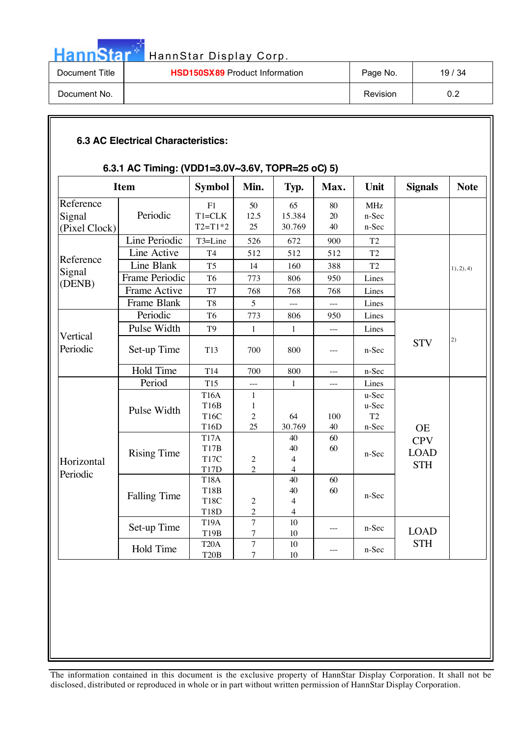### 6.3 AC Electrical Characteristics:

#### 6.3.1 AC Timing: (VDD1=3.0V~3.6V, TOPR=25 oC) 5)

| Item | | Symbol | Min. | Typ. | Max. | Unit | Signals | Note |
|---|---|---|---|---|---|---|---|---|
| Reference Signal (Pixel Clock) | Periodic | F1<br>T1=CLK<br>T2=T1*2 | 50<br>12.5<br>25 | 65<br>15.384<br>30.769 | 80<br>20<br>40 | MHz<br>n-Sec<br>n-Sec | | |
| Reference Signal (DENB) | Line Periodic | T3=Line | 526 | 672 | 900 | T2 | | 1), 2), 4) |
| | Line Active | T4 | 512 | 512 | 512 | T2 | | |
| | Line Blank | T5 | 14 | 160 | 388 | T2 | | |
| | Frame Periodic | T6 | 773 | 806 | 950 | Lines | | |
| | Frame Active | T7 | 768 | 768 | 768 | Lines | | |
| | Frame Blank | T8 | 5 | --- | --- | Lines | | |
| Vertical Periodic | Periodic | T6 | 773 | 806 | 950 | Lines | STV | 2) |
| | Pulse Width | T9 | 1 | 1 | --- | Lines | | |
| | Set-up Time | T13 | 700 | 800 | --- | n-Sec | | |
| | Hold Time | T14 | 700 | 800 | --- | n-Sec | | |
| Horizontal Periodic | Period | T15 | --- | 1 | --- | Lines | OE<br>CPV<br>LOAD<br>STH | |
| | Pulse Width | T16A<br>T16B<br>T16C<br>T16D | 1<br>1<br>2<br>25 | <br><br>64<br>30.769 | <br><br>100<br>40 | u-Sec<br>u-Sec<br>T2<br>n-Sec | | |
| | Rising Time | T17A<br>T17B<br>T17C<br>T17D | <br><br>2<br>2 | 40<br>40<br>4<br>4 | 60<br>60 | n-Sec | | |
| | Falling Time | T18A<br>T18B<br>T18C<br>T18D | <br><br>2<br>2 | 40<br>40<br>4<br>4 | 60<br>60 | n-Sec | | |
| | Set-up Time | T19A<br>T19B | 7<br>7 | 10<br>10 | --- | n-Sec | LOAD<br>STH | |
| | Hold Time | T20A<br>T20B | 7<br>7 | 10<br>10 | --- | n-Sec | | |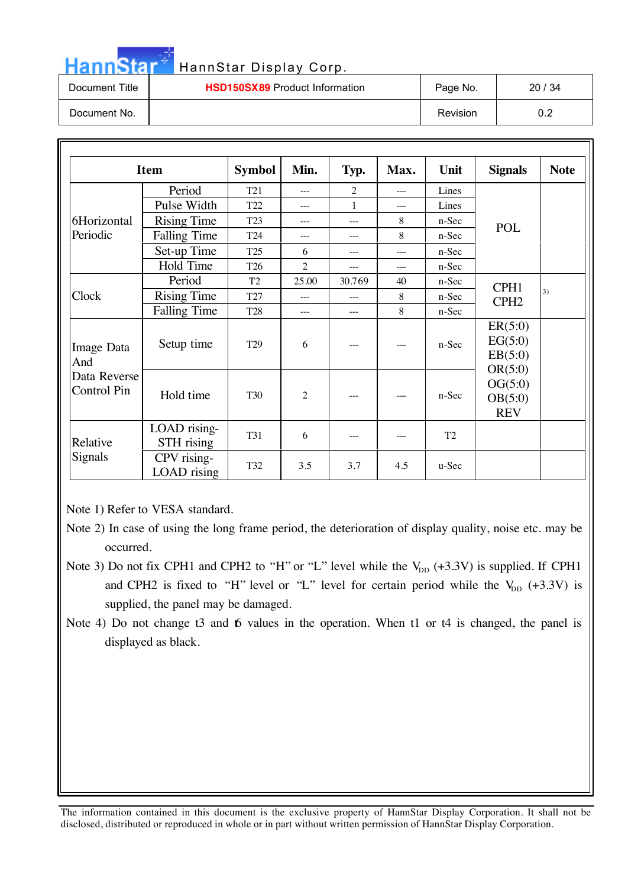| Item | | Symbol | Min. | Typ. | Max. | Unit | Signals | Note |
|---|---|---|---|---|---|---|---|---|
| 6Horizontal Periodic | Period | T21 | --- | 2 | --- | Lines | POL | |
| | Pulse Width | T22 | --- | 1 | --- | Lines | | |
| | Rising Time | T23 | --- | --- | 8 | n-Sec | | |
| | Falling Time | T24 | --- | --- | 8 | n-Sec | | |
| | Set-up Time | T25 | 6 | --- | --- | n-Sec | | |
| | Hold Time | T26 | 2 | --- | --- | n-Sec | | |
| Clock | Period | T2 | 25.00 | 30.769 | 40 | n-Sec | CPH1 CPH2 | 3) |
| | Rising Time | T27 | --- | --- | 8 | n-Sec | | |
| | Falling Time | T28 | --- | --- | 8 | n-Sec | | |
| Image Data And Data Reverse Control Pin | Setup time | T29 | 6 | --- | --- | n-Sec | ER(5:0) EG(5:0) EB(5:0) OR(5:0) OG(5:0) OB(5:0) REV | |
| | Hold time | T30 | 2 | --- | --- | n-Sec | | |
| Relative Signals | LOAD rising-STH rising | T31 | 6 | --- | --- | T2 | | |
| | CPV rising-LOAD rising | T32 | 3.5 | 3.7 | 4.5 | u-Sec | | |

Note 1) Refer to VESA standard.

Note 2) In case of using the long frame period, the deterioration of display quality, noise etc. may be occurred.

Note 3) Do not fix CPH1 and CPH2 to "H" or "L" level while the $V_{DD}$ (+3.3V) is supplied. If CPH1 and CPH2 is fixed to "H" level or "L" level for certain period while the $V_{DD}$ (+3.3V) is supplied, the panel may be damaged.

Note 4) Do not change t3 and t6 values in the operation. When t1 or t4 is changed, the panel is displayed as black.

The information contained in this document is the exclusive property of HannStar Display Corporation. It shall not be disclosed, distributed or reproduced in whole or in part without written permission of HannStar Display Corporation.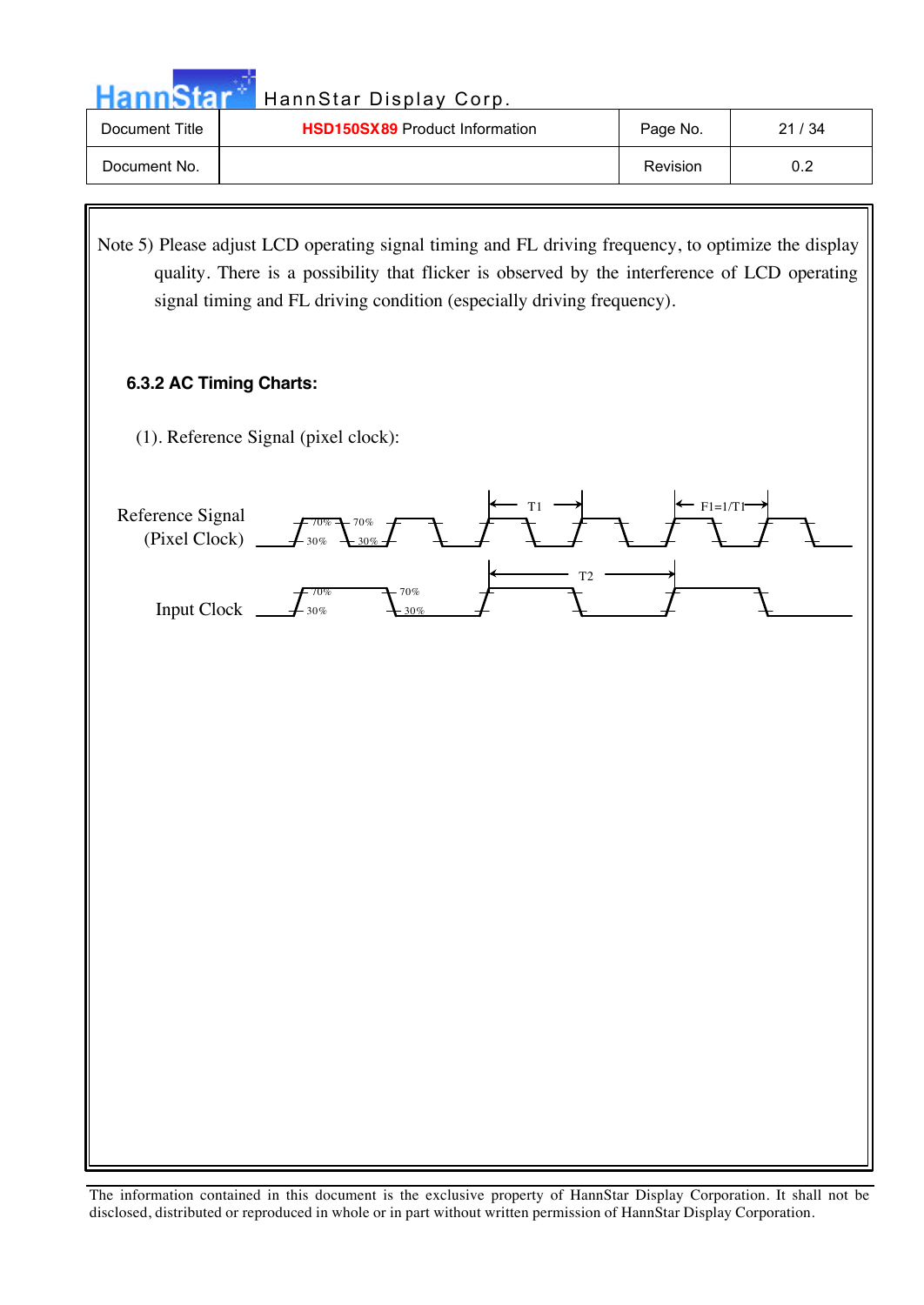Note 5) Please adjust LCD operating signal timing and FL driving frequency, to optimize the display quality. There is a possibility that flicker is observed by the interference of LCD operating signal timing and FL driving condition (especially driving frequency).

### 6.3.2 AC Timing Charts:

(1). Reference Signal (pixel clock):

Reference Signal (Pixel Clock)

70% 70% 30% 30% T1 F1=1/T1

Input Clock

70% 70% 30% 30% T2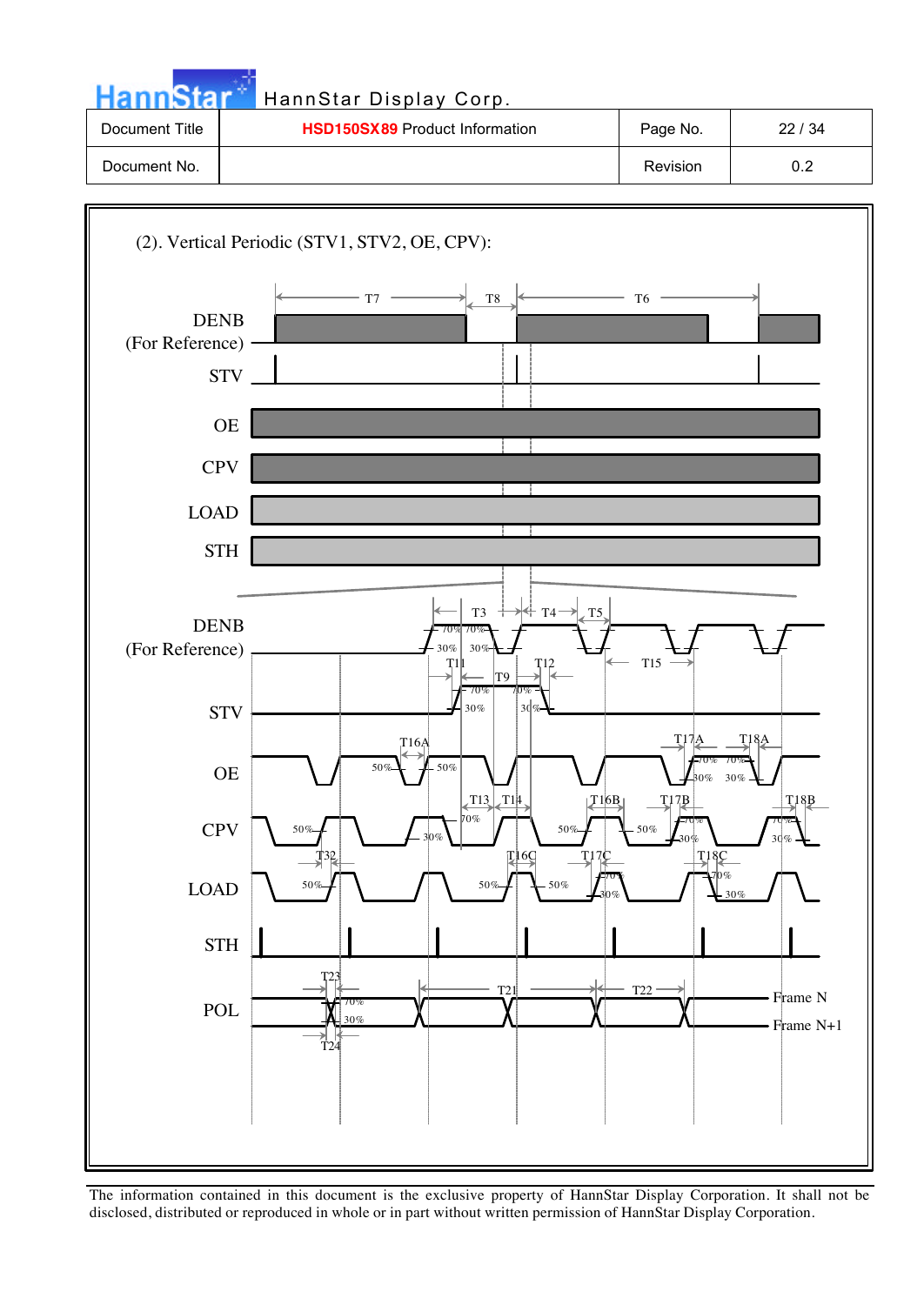(2). Vertical Periodic (STV1, STV2, OE, CPV):

DENB (For Reference)

STV

OE

CPV

LOAD

STH

DENB (For Reference)

STV

OE

CPV

LOAD

STH

POL

T7 T8 T6

T3 T4 T5

T11 T12 T15

T9

T16A T17A T18A

T13 T14 T16B T17B T18B

T32 T16C T17C T18C

T23 T21 T22

T24

Frame N

Frame N+1

70% 30% 50%

The information contained in this document is the exclusive property of HannStar Display Corporation. It shall not be disclosed, distributed or reproduced in whole or in part without written permission of HannStar Display Corporation.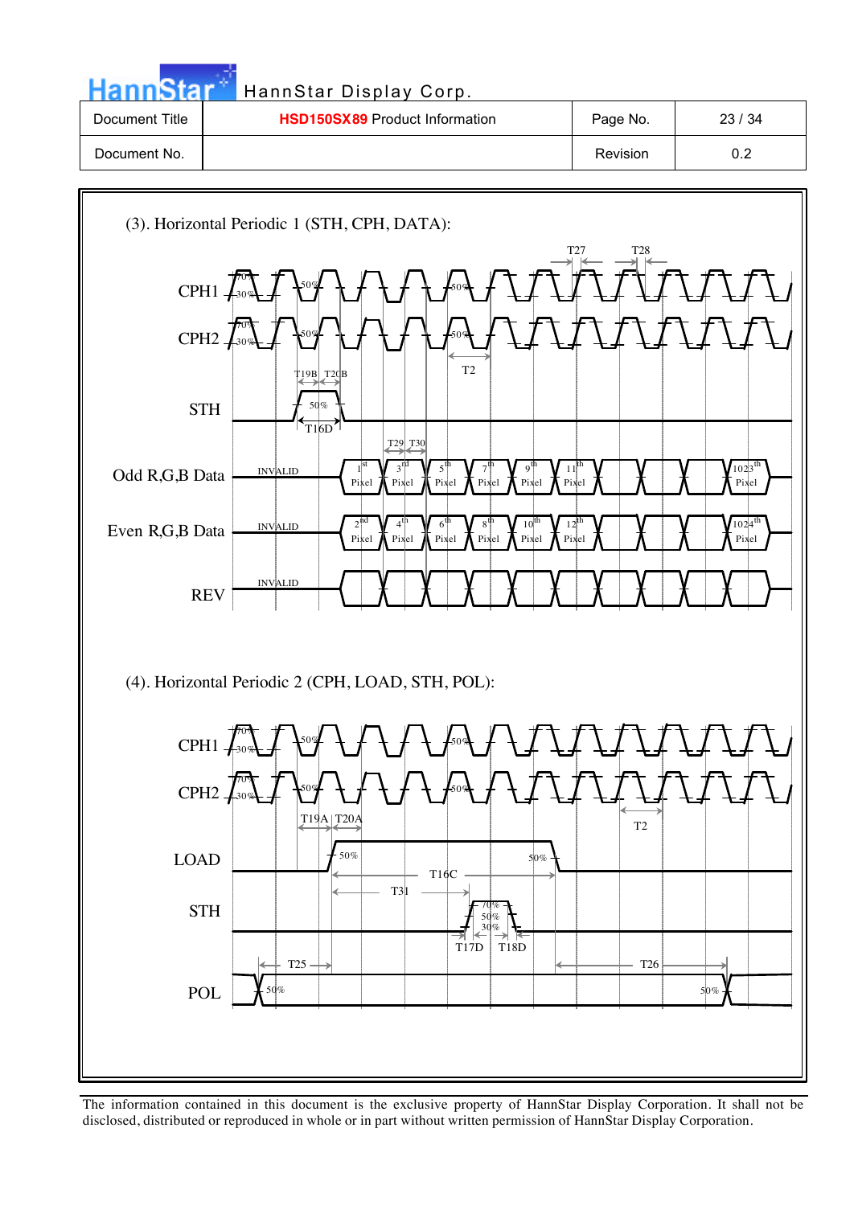(3). Horizontal Periodic 1 (STH, CPH, DATA):

CPH1

CPH2

STH

Odd R,G,B Data

Even R,G,B Data

REV

T27 T28 T2 T19B T20B T16D T29 T30

INVALID

1st Pixel, 3rd Pixel, 5th Pixel, 7th Pixel, 9th Pixel, 11th Pixel, 1023th Pixel

2nd Pixel, 4th Pixel, 6th Pixel, 8th Pixel, 10th Pixel, 12th Pixel, 1024th Pixel

(4). Horizontal Periodic 2 (CPH, LOAD, STH, POL):

CPH1

CPH2

LOAD

STH

POL

T19A T20A T2 T16C T31 T17D T18D T25 T26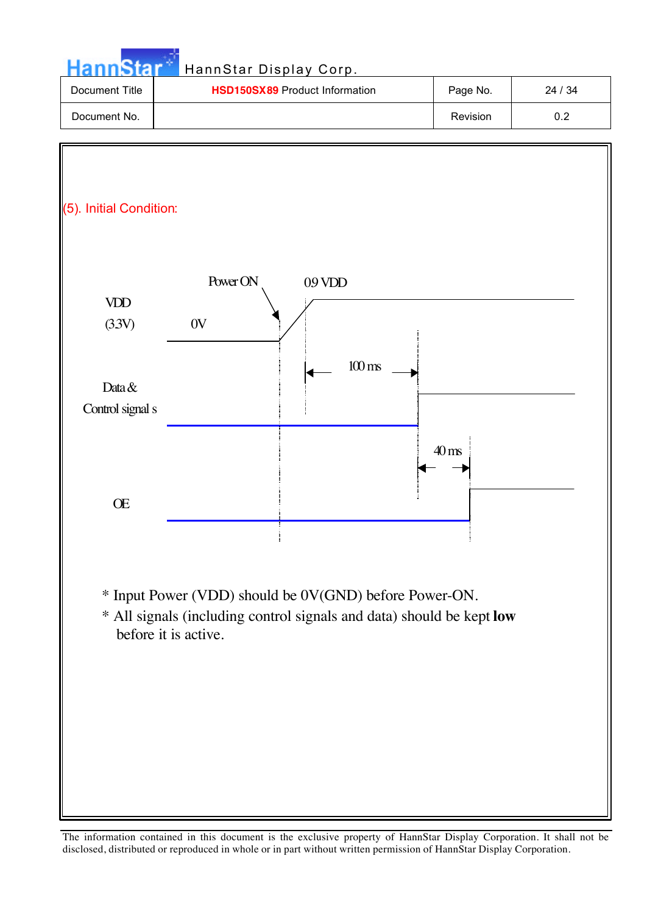### (5). Initial Condition:

Power ON

0.9 VDD

VDD

(3.3V)

0V

100 ms

Data &

Control signal s

40 ms

OE

* Input Power (VDD) should be 0V(GND) before Power-ON.
* All signals (including control signals and data) should be kept **low** before it is active.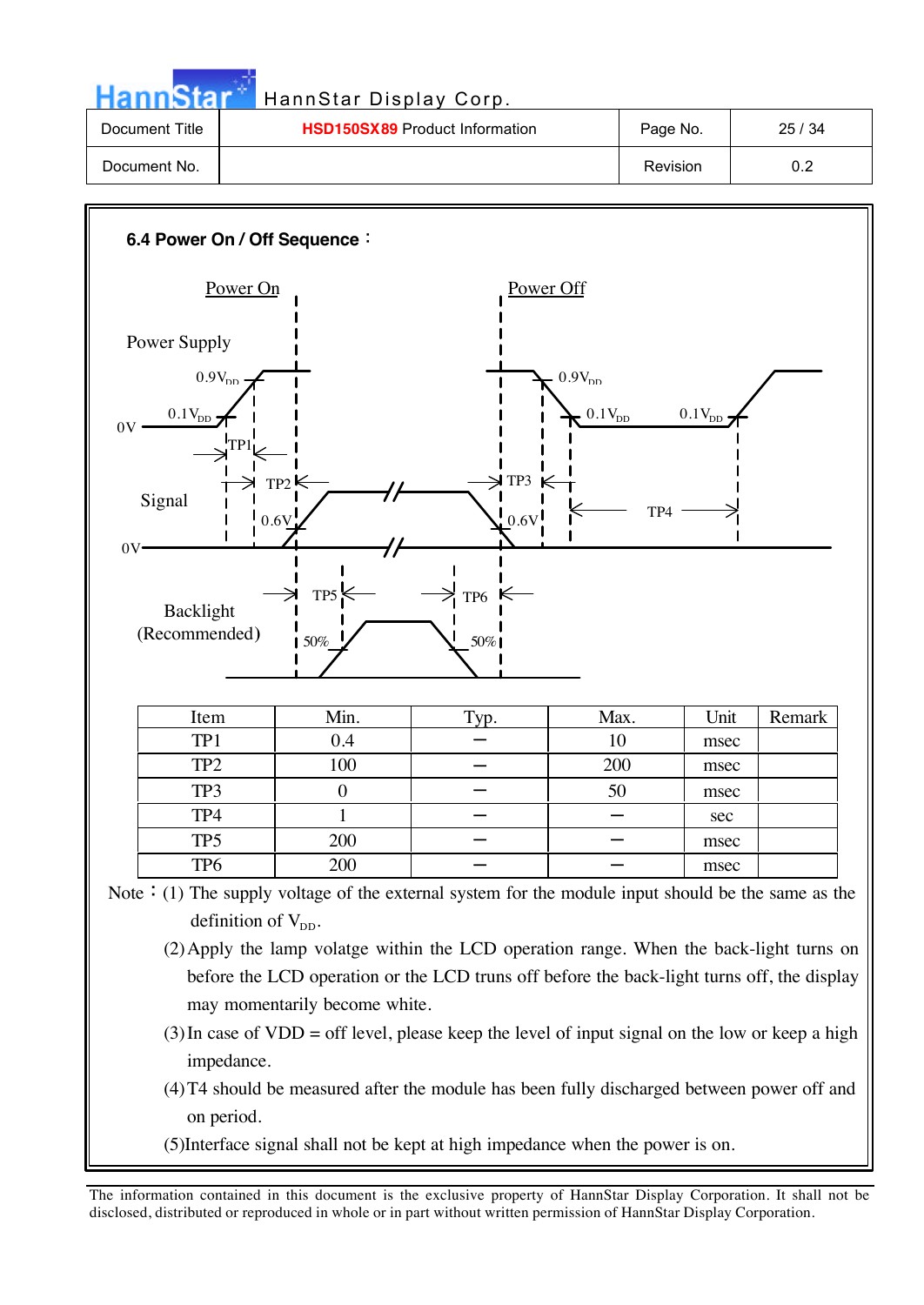### 6.4 Power On / Off Sequence：

Power On

Power Off

Power Supply

$0.9V_{DD}$

$0.1V_{DD}$

0V

TP1

TP2

TP3

TP4

Signal

0.6V

0V

TP5

TP6

Backlight (Recommended)

50%

| Item | Min. | Typ. | Max. | Unit | Remark |
|---|---|---|---|---|---|
| TP1 | 0.4 | – | 10 | msec | |
| TP2 | 100 | – | 200 | msec | |
| TP3 | 0 | – | 50 | msec | |
| TP4 | 1 | – | – | sec | |
| TP5 | 200 | – | – | msec | |
| TP6 | 200 | – | – | msec | |

Note：(1) The supply voltage of the external system for the module input should be the same as the definition of $V_{DD}$.

(2) Apply the lamp volatge within the LCD operation range. When the back-light turns on before the LCD operation or the LCD truns off before the back-light turns off, the display may momentarily become white.

(3) In case of VDD = off level, please keep the level of input signal on the low or keep a high impedance.

(4) T4 should be measured after the module has been fully discharged between power off and on period.

(5) Interface signal shall not be kept at high impedance when the power is on.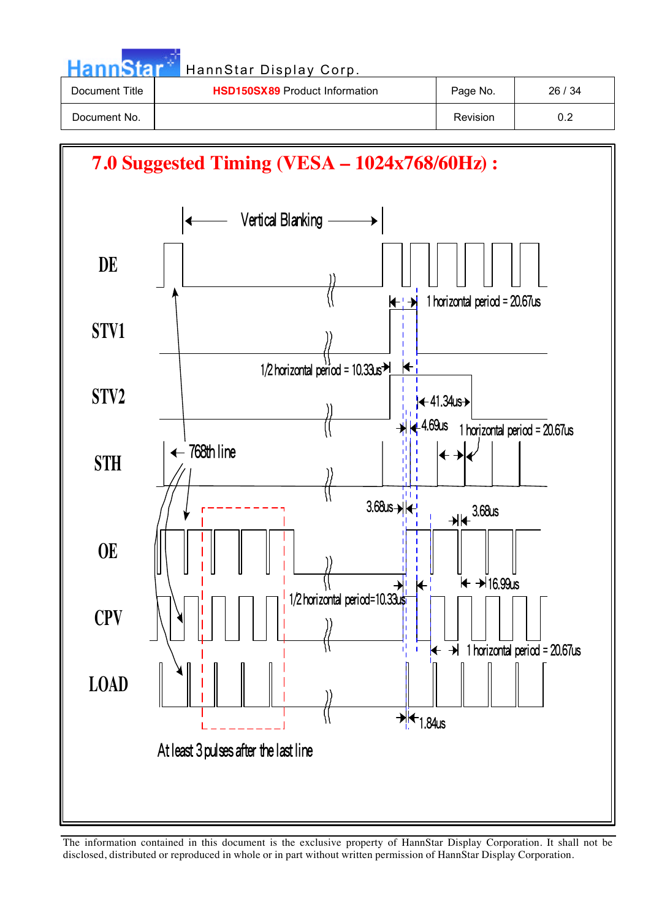# 7.0 Suggested Timing (VESA – 1024x768/60Hz) :

Vertical Blanking

DE

1 horizontal period = 20.67us

STV1

1/2 horizontal period = 10.33us

STV2

41.34us

4.69us

1 horizontal period = 20.67us

STH

768th line

3.68us

3.68us

OE

16.99us

1/2 horizontal period=10.33us

CPV

1 horizontal period = 20.67us

LOAD

1.84us

At least 3 pulses after the last line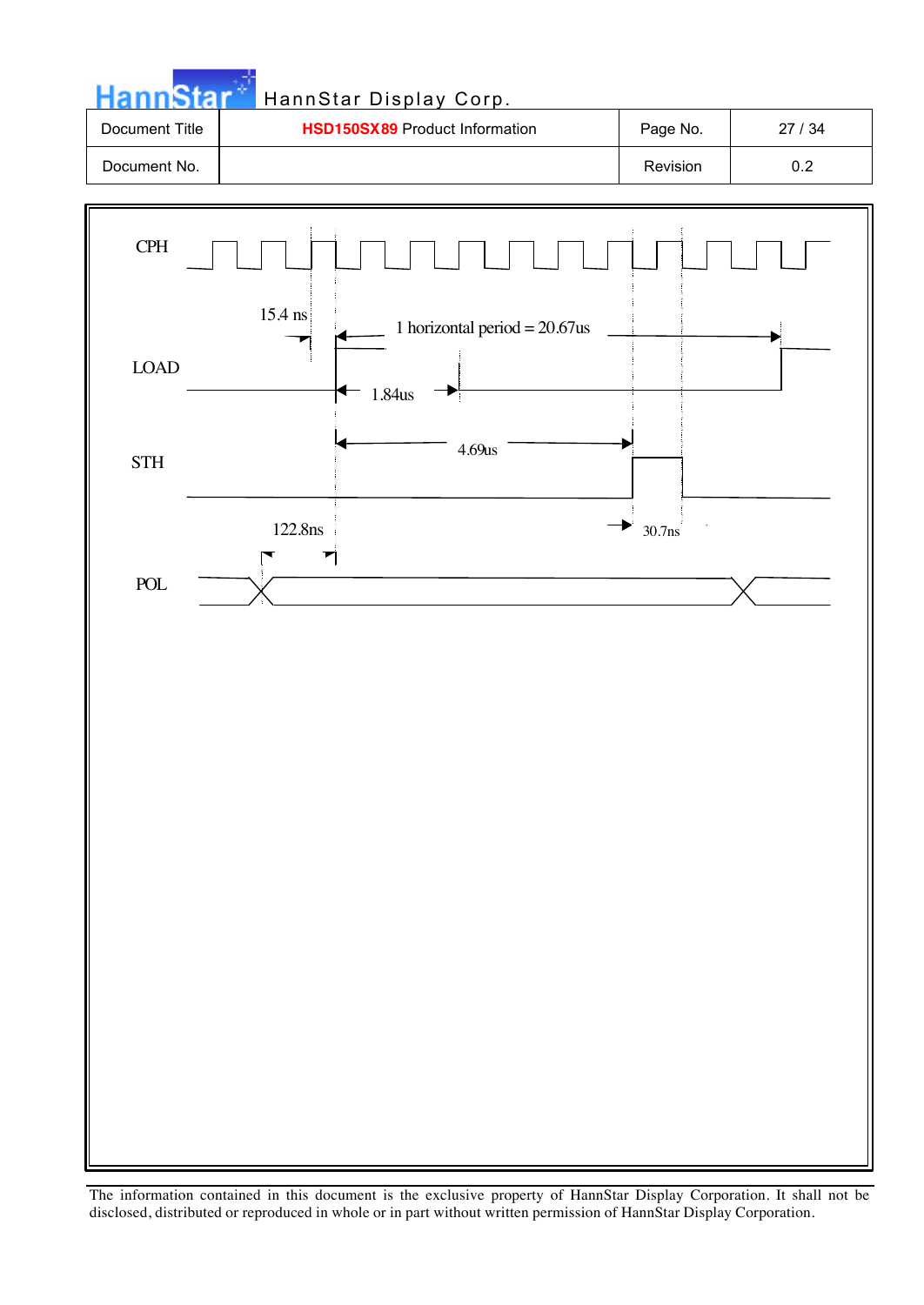CPH

15.4 ns

1 horizontal period = 20.67us

LOAD

1.84us

4.69us

STH

122.8ns

30.7ns

POL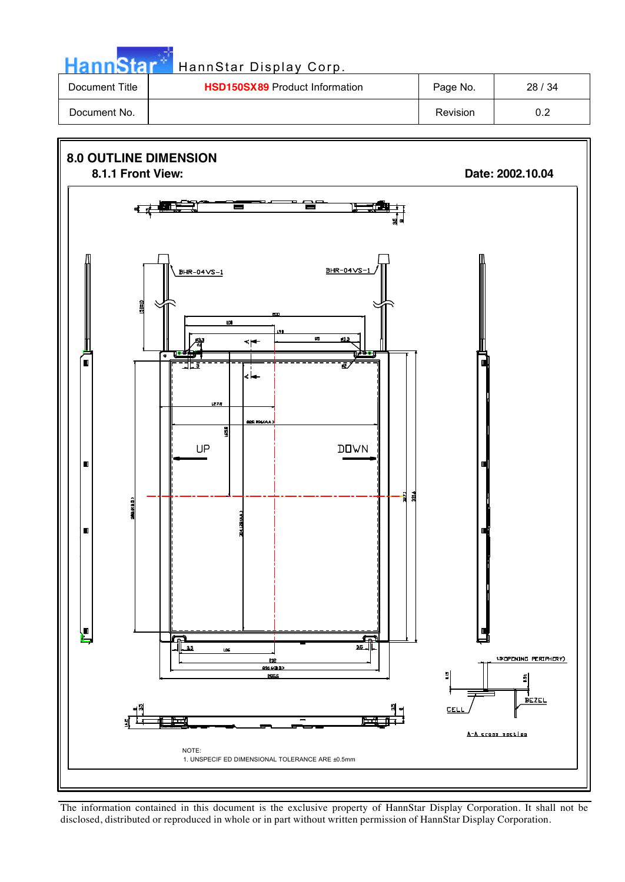| Document Title | HSD150SX89 Product Information | Page No. | 28 / 34 |
|---|---|---|---|
| Document No. | | Revision | 0.2 |

## 8.0 OUTLINE DIMENSION

### 8.1.1 Front View:

**Date: 2002.10.04**

BHR-04VS-1

BHR-04VS-1

UP

DOWN

1.5(OPENING PERIPHERY)

CELL

BEZEL

A-A cross section

NOTE:

1. UNSPECIFIED DIMENSIONAL TOLERANCE ARE ±0.5mm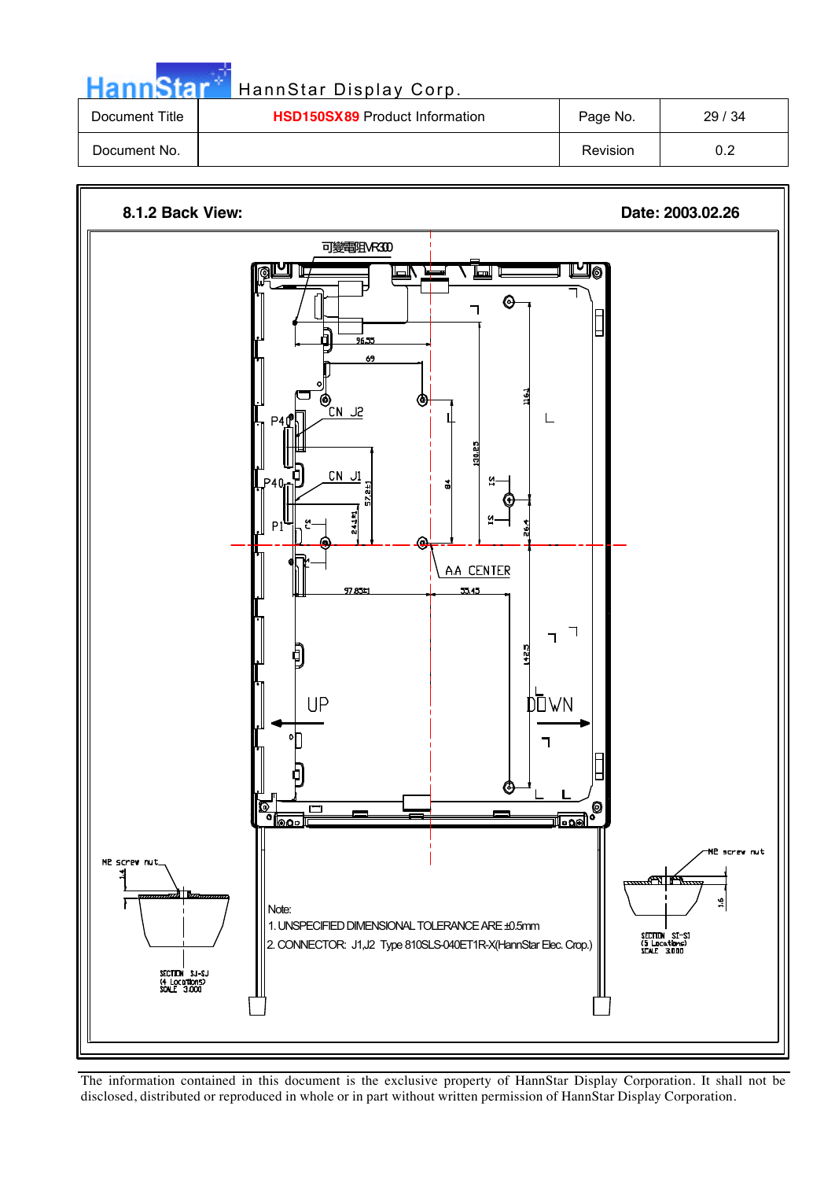## 8.1.2 Back View:

Date: 2003.02.26

可變電阻VR300

96.55

69

116.1

CN J2

P40

130.85

CN J1

P40

57.2±1

84

P1

24.1±1

26.4

A.A CENTER

97.85±1

55.45

142.5

UP

DOWN

M2 screw nut

1.4

SECTION SJ-SJ (4 Locations) SCALE 3.000

M2 screw nut

1.6

SECTION SI-SI (5 Locations) SCALE 3.000

Note:

1. UNSPECIFIED DIMENSIONAL TOLERANCE ARE ±0.5mm
2. CONNECTOR: J1,J2 Type 810SLS-040ET1R-X(HannStar Elec. Crop.)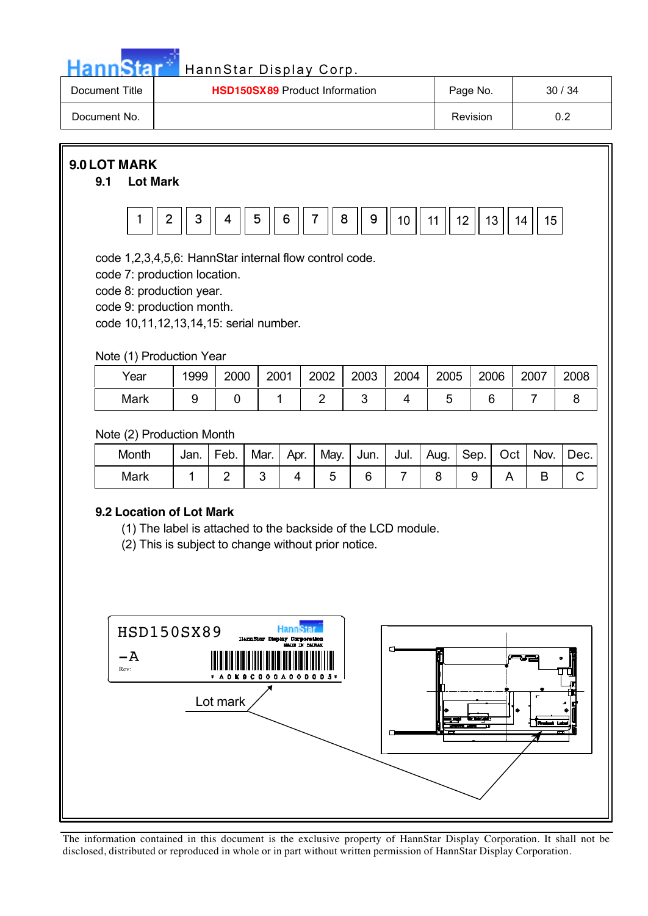# 9.0 LOT MARK

## 9.1 Lot Mark

| 1 | 2 | 3 | 4 | 5 | 6 | 7 | 8 | 9 | 10 | 11 | 12 | 13 | 14 | 15 |
|---|---|---|---|---|---|---|---|---|---|---|---|---|---|---|

code 1,2,3,4,5,6: HannStar internal flow control code.
code 7: production location.
code 8: production year.
code 9: production month.
code 10,11,12,13,14,15: serial number.

Note (1) Production Year

| Year | 1999 | 2000 | 2001 | 2002 | 2003 | 2004 | 2005 | 2006 | 2007 | 2008 |
|---|---|---|---|---|---|---|---|---|---|---|
| Mark | 9 | 0 | 1 | 2 | 3 | 4 | 5 | 6 | 7 | 8 |

Note (2) Production Month

| Month | Jan. | Feb. | Mar. | Apr. | May. | Jun. | Jul. | Aug. | Sep. | Oct | Nov. | Dec. |
|---|---|---|---|---|---|---|---|---|---|---|---|---|
| Mark | 1 | 2 | 3 | 4 | 5 | 6 | 7 | 8 | 9 | A | B | C |

## 9.2 Location of Lot Mark

(1) The label is attached to the backside of the LCD module.
(2) This is subject to change without prior notice.

HSD150SX89
-A
Rev:
HannStar
HannStar Display Corporation
MADE IN TAIWAN
* A 0 K 9 C 0 0 0 A 0 0 0 0 0 3 *

Lot mark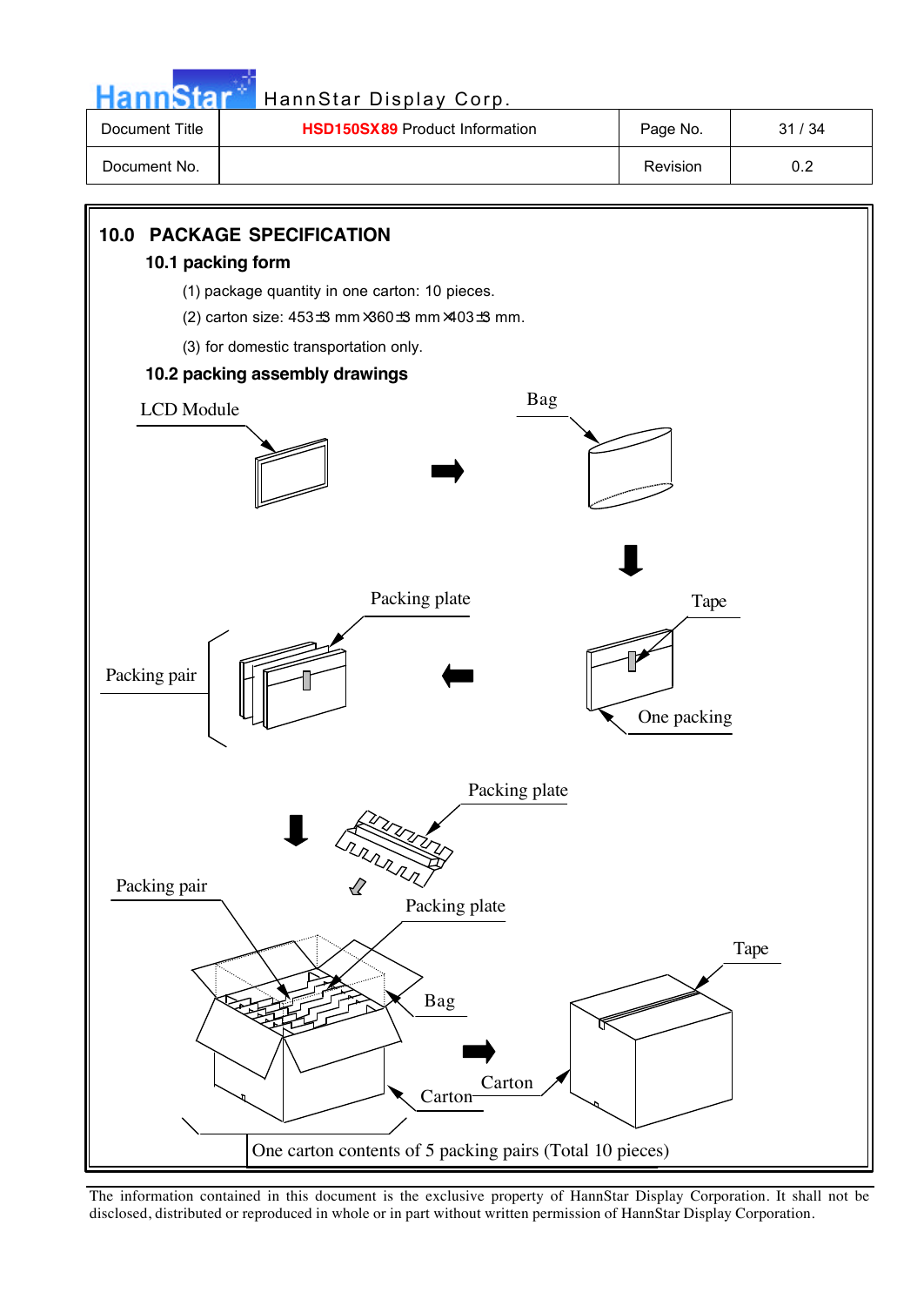## 10.0 PACKAGE SPECIFICATION

### 10.1 packing form

(1) package quantity in one carton: 10 pieces.

(2) carton size: 453±3 mm×360±3 mm×403±3 mm.

(3) for domestic transportation only.

### 10.2 packing assembly drawings

LCD Module

Bag

Packing plate

Tape

Packing pair

One packing

Packing plate

Packing pair

Packing plate

Tape

Bag

Carton

Carton

One carton contents of 5 packing pairs (Total 10 pieces)

The information contained in this document is the exclusive property of HannStar Display Corporation. It shall not be disclosed, distributed or reproduced in whole or in part without written permission of HannStar Display Corporation.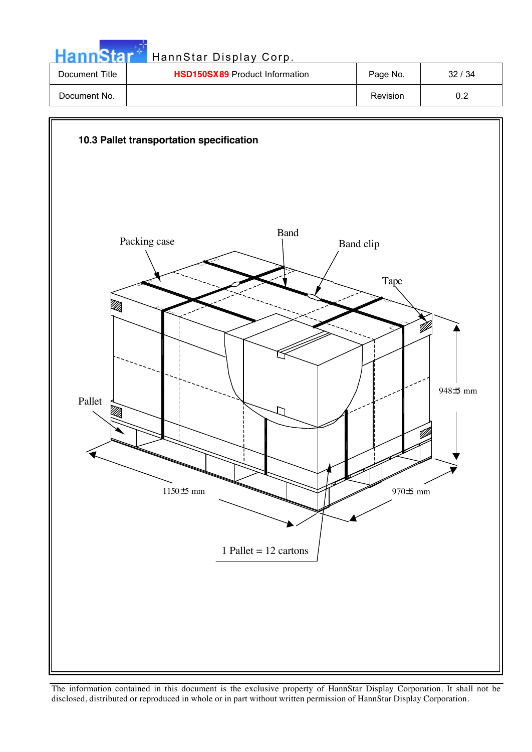## 10.3 Pallet transportation specification

Packing case

Band

Band clip

Tape

Pallet

948±5 mm

1150±5 mm

970±5 mm

1 Pallet = 12 cartons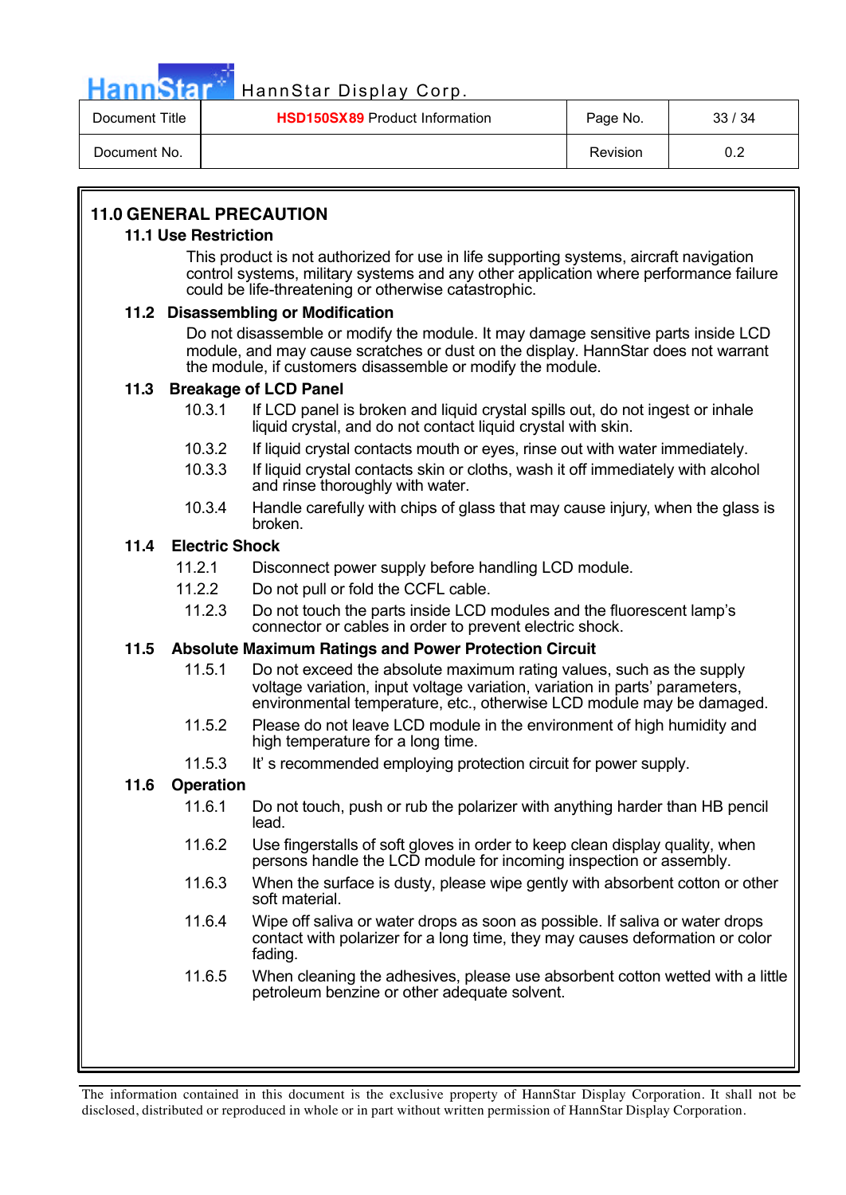## 11.0 GENERAL PRECAUTION

### 11.1 Use Restriction

This product is not authorized for use in life supporting systems, aircraft navigation control systems, military systems and any other application where performance failure could be life-threatening or otherwise catastrophic.

### 11.2 Disassembling or Modification

Do not disassemble or modify the module. It may damage sensitive parts inside LCD module, and may cause scratches or dust on the display. HannStar does not warrant the module, if customers disassemble or modify the module.

### 11.3 Breakage of LCD Panel

10.3.1 If LCD panel is broken and liquid crystal spills out, do not ingest or inhale liquid crystal, and do not contact liquid crystal with skin.

10.3.2 If liquid crystal contacts mouth or eyes, rinse out with water immediately.

10.3.3 If liquid crystal contacts skin or cloths, wash it off immediately with alcohol and rinse thoroughly with water.

10.3.4 Handle carefully with chips of glass that may cause injury, when the glass is broken.

### 11.4 Electric Shock

11.2.1 Disconnect power supply before handling LCD module.

11.2.2 Do not pull or fold the CCFL cable.

11.2.3 Do not touch the parts inside LCD modules and the fluorescent lamp's connector or cables in order to prevent electric shock.

### 11.5 Absolute Maximum Ratings and Power Protection Circuit

11.5.1 Do not exceed the absolute maximum rating values, such as the supply voltage variation, input voltage variation, variation in parts' parameters, environmental temperature, etc., otherwise LCD module may be damaged.

11.5.2 Please do not leave LCD module in the environment of high humidity and high temperature for a long time.

11.5.3 It' s recommended employing protection circuit for power supply.

### 11.6 Operation

11.6.1 Do not touch, push or rub the polarizer with anything harder than HB pencil lead.

11.6.2 Use fingerstalls of soft gloves in order to keep clean display quality, when persons handle the LCD module for incoming inspection or assembly.

11.6.3 When the surface is dusty, please wipe gently with absorbent cotton or other soft material.

11.6.4 Wipe off saliva or water drops as soon as possible. If saliva or water drops contact with polarizer for a long time, they may causes deformation or color fading.

11.6.5 When cleaning the adhesives, please use absorbent cotton wetted with a little petroleum benzine or other adequate solvent.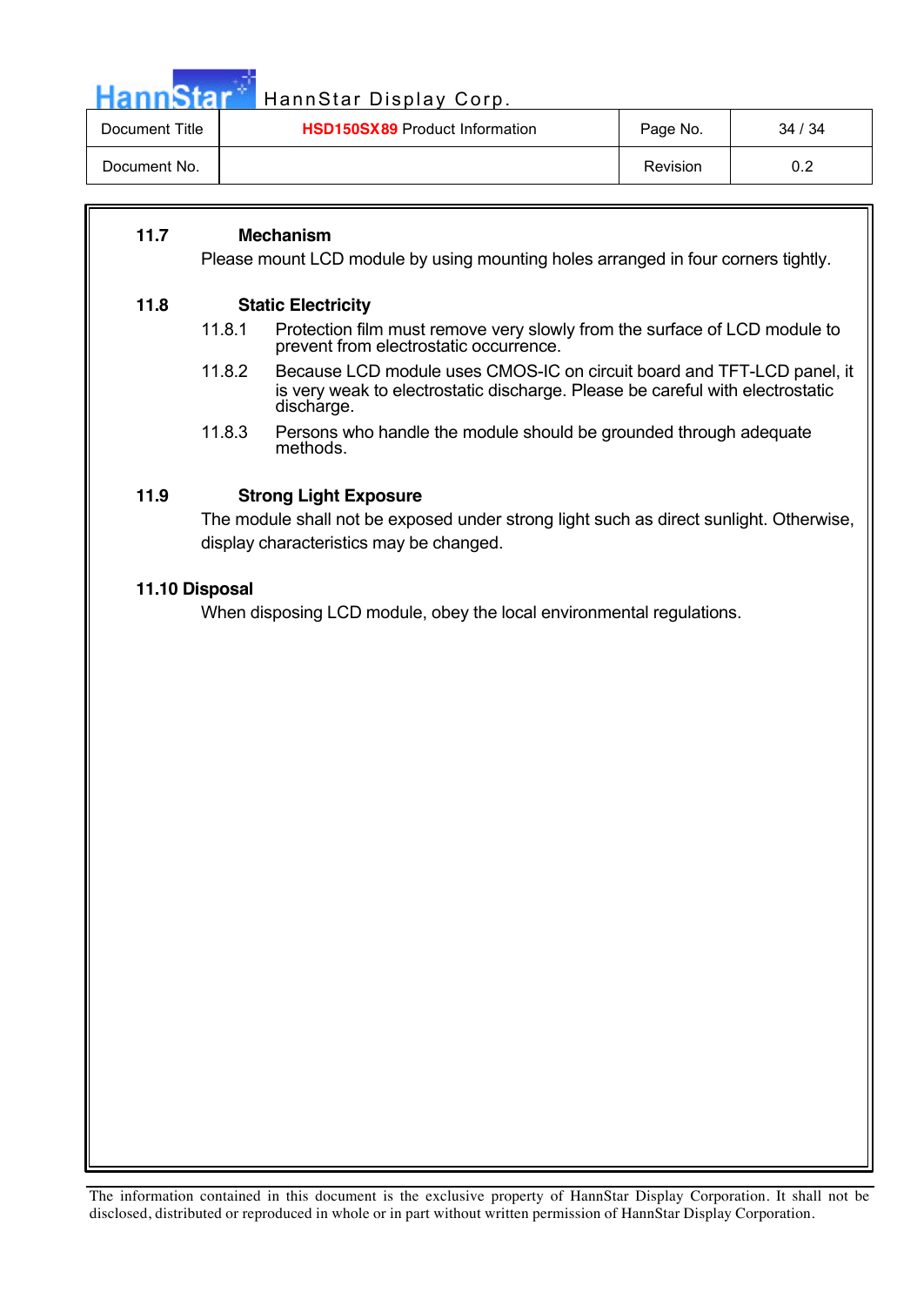### 11.7 Mechanism

Please mount LCD module by using mounting holes arranged in four corners tightly.

### 11.8 Static Electricity

11.8.1 Protection film must remove very slowly from the surface of LCD module to prevent from electrostatic occurrence.

11.8.2 Because LCD module uses CMOS-IC on circuit board and TFT-LCD panel, it is very weak to electrostatic discharge. Please be careful with electrostatic discharge.

11.8.3 Persons who handle the module should be grounded through adequate methods.

### 11.9 Strong Light Exposure

The module shall not be exposed under strong light such as direct sunlight. Otherwise, display characteristics may be changed.

### 11.10 Disposal

When disposing LCD module, obey the local environmental regulations.

The information contained in this document is the exclusive property of HannStar Display Corporation. It shall not be disclosed, distributed or reproduced in whole or in part without written permission of HannStar Display Corporation.